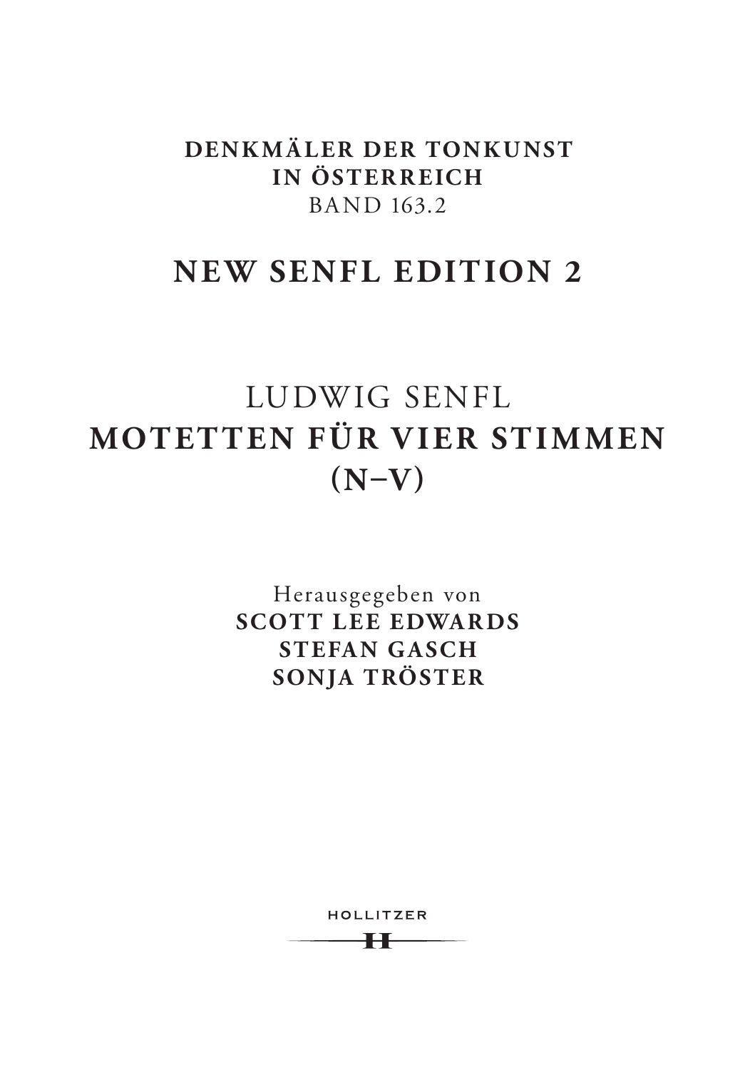**DENKMÄLER DER TONKUNST**
**IN ÖSTERREICH**
BAND 163.2

# NEW SENFL EDITION 2

LUDWIG SENFL

# MOTETTEN FÜR VIER STIMMEN (N–V)

Herausgegeben von

**SCOTT LEE EDWARDS**
**STEFAN GASCH**
**SONJA TRÖSTER**

HOLLITZER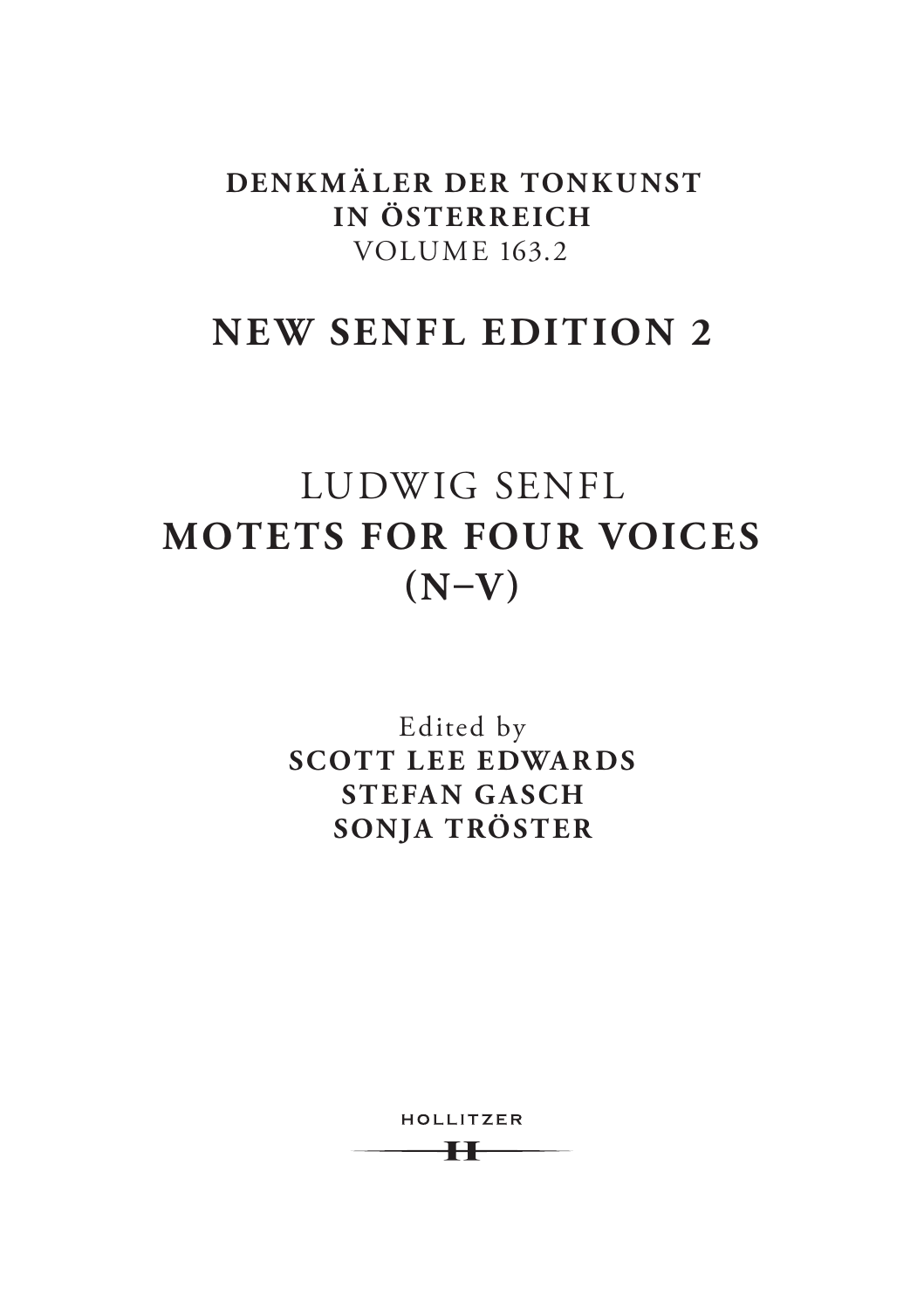**DENKMÄLER DER TONKUNST IN ÖSTERREICH**
VOLUME 163.2

# NEW SENFL EDITION 2

# LUDWIG SENFL
# MOTETS FOR FOUR VOICES (N–V)

Edited by
**SCOTT LEE EDWARDS**
**STEFAN GASCH**
**SONJA TRÖSTER**

HOLLITZER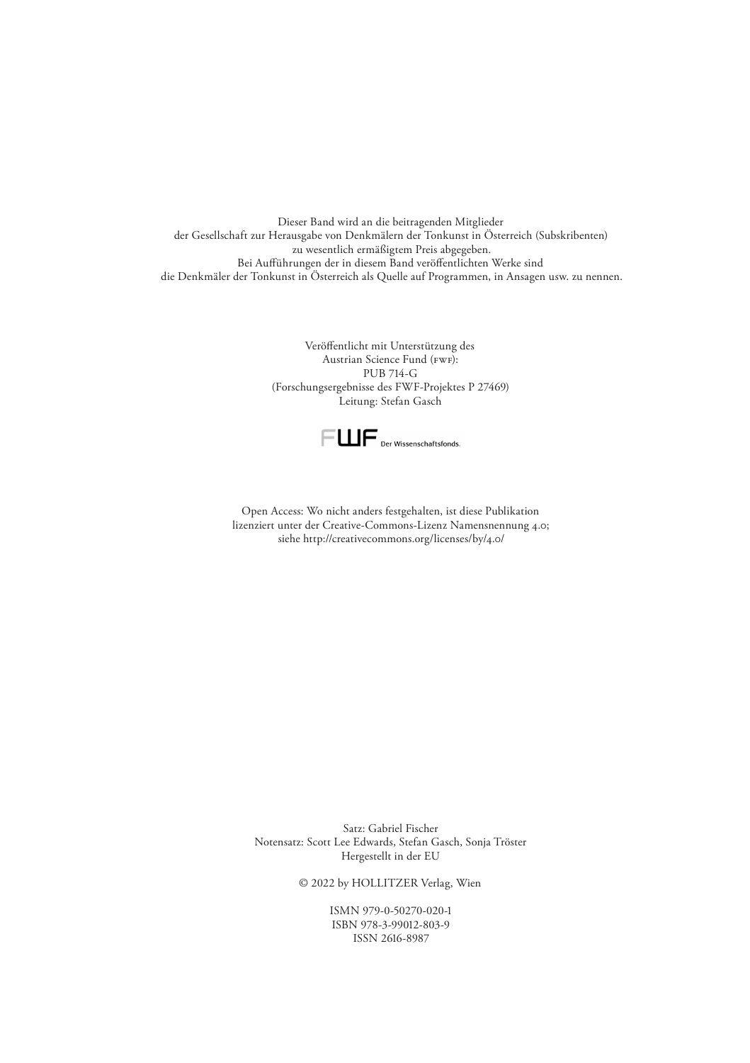Dieser Band wird an die beitragenden Mitglieder
der Gesellschaft zur Herausgabe von Denkmälern der Tonkunst in Österreich (Subskribenten)
zu wesentlich ermäßigtem Preis abgegeben.
Bei Aufführungen der in diesem Band veröffentlichten Werke sind
die Denkmäler der Tonkunst in Österreich als Quelle auf Programmen, in Ansagen usw. zu nennen.

Veröffentlicht mit Unterstützung des
Austrian Science Fund (FWF):
PUB 714-G
(Forschungsergebnisse des FWF-Projektes P 27469)
Leitung: Stefan Gasch

FWF Der Wissenschaftsfonds.

Open Access: Wo nicht anders festgehalten, ist diese Publikation
lizenziert unter der Creative-Commons-Lizenz Namensnennung 4.0;
siehe http://creativecommons.org/licenses/by/4.0/

Satz: Gabriel Fischer
Notensatz: Scott Lee Edwards, Stefan Gasch, Sonja Tröster
Hergestellt in der EU

© 2022 by HOLLITZER Verlag, Wien

ISMN 979-0-50270-020-1
ISBN 978-3-99012-803-9
ISSN 2616-8987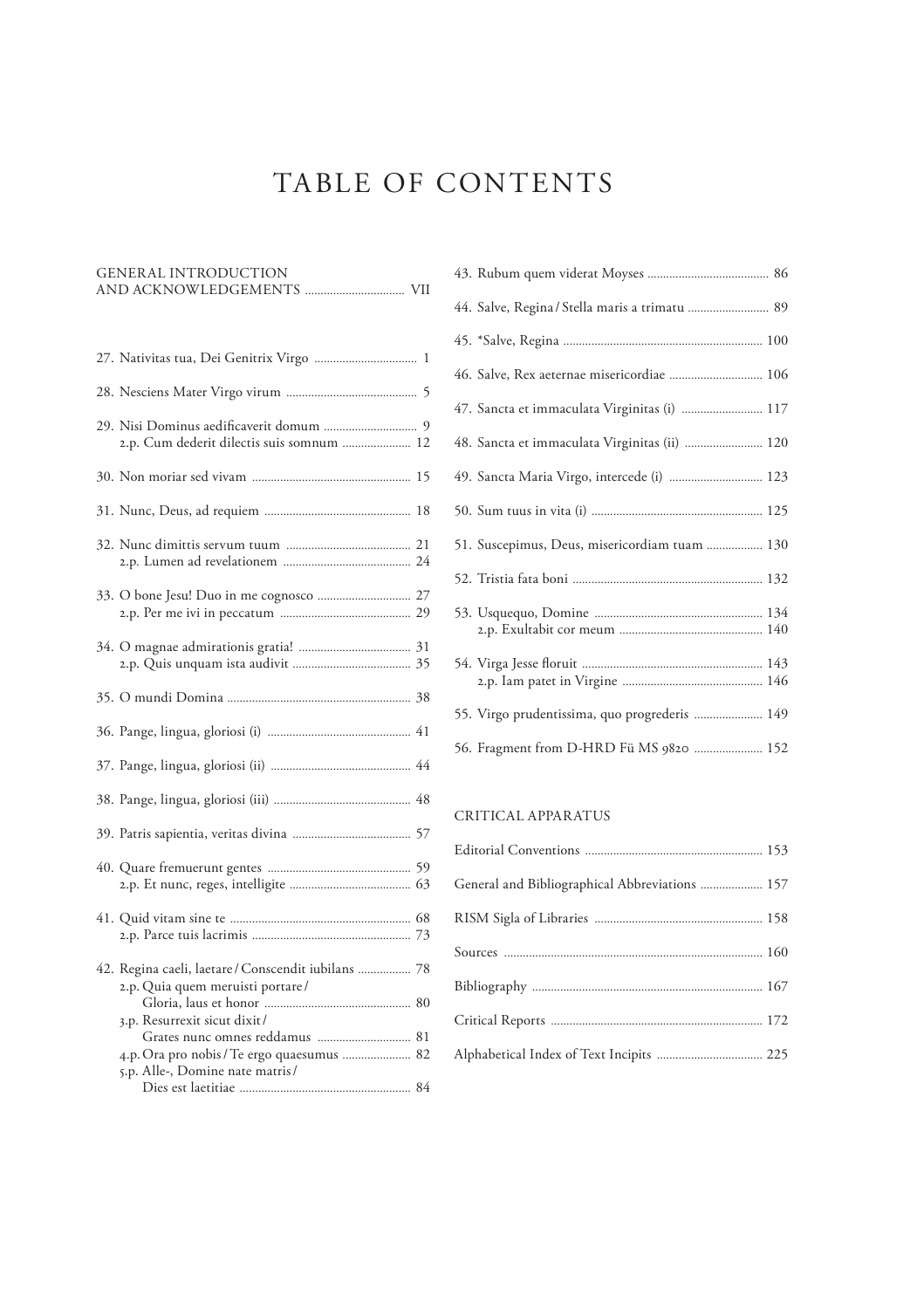# TABLE OF CONTENTS

GENERAL INTRODUCTION AND ACKNOWLEDGEMENTS ................................ VII

27. Nativitas tua, Dei Genitrix Virgo ................................ 1

28. Nesciens Mater Virgo virum ................................ 5

29. Nisi Dominus aedificaverit domum ................................ 9
 2.p. Cum dederit dilectis suis somnum ................................ 12

30. Non moriar sed vivam ................................ 15

31. Nunc, Deus, ad requiem ................................ 18

32. Nunc dimittis servum tuum ................................ 21
 2.p. Lumen ad revelationem ................................ 24

33. O bone Jesu! Duo in me cognosco ................................ 27
 2.p. Per me ivi in peccatum ................................ 29

34. O magnae admirationis gratia! ................................ 31
 2.p. Quis unquam ista audivit ................................ 35

35. O mundi Domina ................................ 38

36. Pange, lingua, gloriosi (i) ................................ 41

37. Pange, lingua, gloriosi (ii) ................................ 44

38. Pange, lingua, gloriosi (iii) ................................ 48

39. Patris sapientia, veritas divina ................................ 57

40. Quare fremuerunt gentes ................................ 59
 2.p. Et nunc, reges, intelligite ................................ 63

41. Quid vitam sine te ................................ 68
 2.p. Parce tuis lacrimis ................................ 73

42. Regina caeli, laetare / Conscendit iubilans ................................ 78
 2.p. Quia quem meruisti portare / Gloria, laus et honor ................................ 80
 3.p. Resurrexit sicut dixit / Grates nunc omnes reddamus ................................ 81
 4.p. Ora pro nobis / Te ergo quaesumus ................................ 82
 5.p. Alle-, Domine nate matris / Dies est laetitiae ................................ 84

43. Rubum quem viderat Moyses ................................ 86

44. Salve, Regina / Stella maris a trimatu ................................ 89

45. *Salve, Regina ................................ 100

46. Salve, Rex aeternae misericordiae ................................ 106

47. Sancta et immaculata Virginitas (i) ................................ 117

48. Sancta et immaculata Virginitas (ii) ................................ 120

49. Sancta Maria Virgo, intercede (i) ................................ 123

50. Sum tuus in vita (i) ................................ 125

51. Suscepimus, Deus, misericordiam tuam ................................ 130

52. Tristia fata boni ................................ 132

53. Usquequo, Domine ................................ 134
 2.p. Exultabit cor meum ................................ 140

54. Virga Jesse floruit ................................ 143
 2.p. Iam patet in Virgine ................................ 146

55. Virgo prudentissima, quo progrederis ................................ 149

56. Fragment from D-HRD Fü MS 9820 ................................ 152

CRITICAL APPARATUS

Editorial Conventions ................................ 153

General and Bibliographical Abbreviations ................................ 157

RISM Sigla of Libraries ................................ 158

Sources ................................ 160

Bibliography ................................ 167

Critical Reports ................................ 172

Alphabetical Index of Text Incipits ................................ 225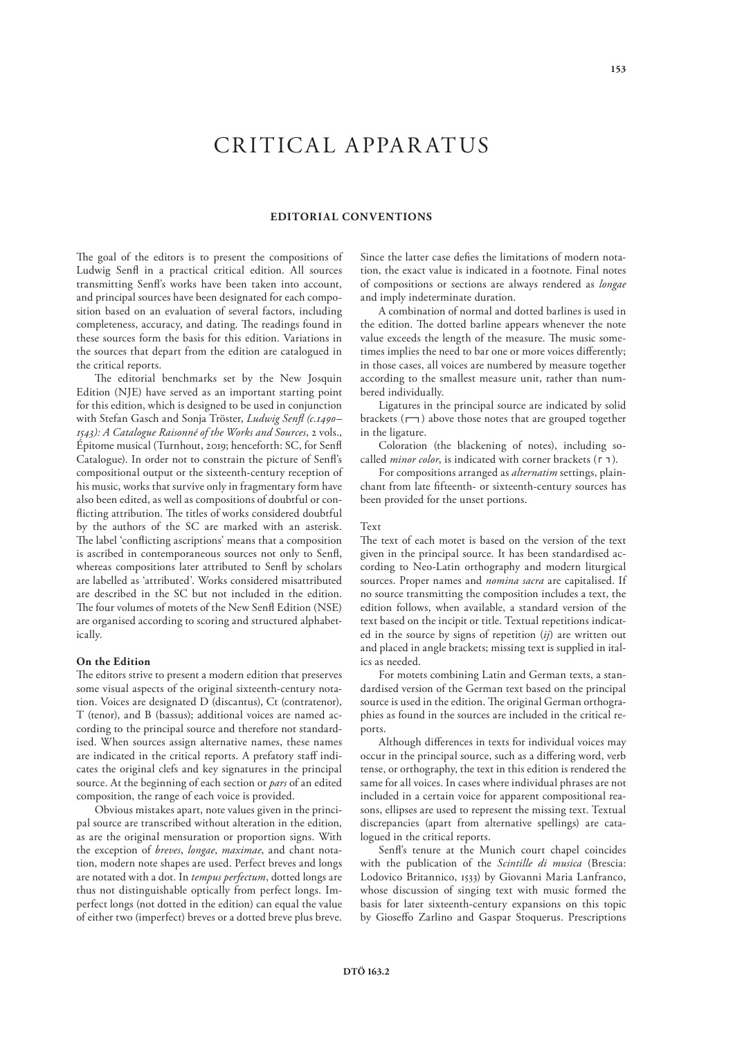# CRITICAL APPARATUS

## EDITORIAL CONVENTIONS

The goal of the editors is to present the compositions of Ludwig Senfl in a practical critical edition. All sources transmitting Senfl's works have been taken into account, and principal sources have been designated for each composition based on an evaluation of several factors, including completeness, accuracy, and dating. The readings found in these sources form the basis for this edition. Variations in the sources that depart from the edition are catalogued in the critical reports.

The editorial benchmarks set by the New Josquin Edition (NJE) have served as an important starting point for this edition, which is designed to be used in conjunction with Stefan Gasch and Sonja Tröster, *Ludwig Senfl (c.1490–1543): A Catalogue Raisonné of the Works and Sources*, 2 vols., Épitome musical (Turnhout, 2019; henceforth: SC, for Senfl Catalogue). In order not to constrain the picture of Senfl's compositional output or the sixteenth-century reception of his music, works that survive only in fragmentary form have also been edited, as well as compositions of doubtful or conflicting attribution. The titles of works considered doubtful by the authors of the SC are marked with an asterisk. The label 'conflicting ascriptions' means that a composition is ascribed in contemporaneous sources not only to Senfl, whereas compositions later attributed to Senfl by scholars are labelled as 'attributed'. Works considered misattributed are described in the SC but not included in the edition. The four volumes of motets of the New Senfl Edition (NSE) are organised according to scoring and structured alphabetically.

### On the Edition

The editors strive to present a modern edition that preserves some visual aspects of the original sixteenth-century notation. Voices are designated D (discantus), Ct (contratenor), T (tenor), and B (bassus); additional voices are named according to the principal source and therefore not standardised. When sources assign alternative names, these names are indicated in the critical reports. A prefatory staff indicates the original clefs and key signatures in the principal source. At the beginning of each section or *pars* of an edited composition, the range of each voice is provided.

Obvious mistakes apart, note values given in the principal source are transcribed without alteration in the edition, as are the original mensuration or proportion signs. With the exception of *breves*, *longae*, *maximae*, and chant notation, modern note shapes are used. Perfect breves and longs are notated with a dot. In *tempus perfectum*, dotted longs are thus not distinguishable optically from perfect longs. Imperfect longs (not dotted in the edition) can equal the value of either two (imperfect) breves or a dotted breve plus breve. Since the latter case defies the limitations of modern notation, the exact value is indicated in a footnote. Final notes of compositions or sections are always rendered as *longae* and imply indeterminate duration.

A combination of normal and dotted barlines is used in the edition. The dotted barline appears whenever the note value exceeds the length of the measure. The music sometimes implies the need to bar one or more voices differently; in those cases, all voices are numbered by measure together according to the smallest measure unit, rather than numbered individually.

Ligatures in the principal source are indicated by solid brackets (⌐¬) above those notes that are grouped together in the ligature.

Coloration (the blackening of notes), including so-called *minor color*, is indicated with corner brackets (⌜ ⌝).

For compositions arranged as *alternatim* settings, plainchant from late fifteenth- or sixteenth-century sources has been provided for the unset portions.

#### Text

The text of each motet is based on the version of the text given in the principal source. It has been standardised according to Neo-Latin orthography and modern liturgical sources. Proper names and *nomina sacra* are capitalised. If no source transmitting the composition includes a text, the edition follows, when available, a standard version of the text based on the incipit or title. Textual repetitions indicated in the source by signs of repetition (*ij*) are written out and placed in angle brackets; missing text is supplied in italics as needed.

For motets combining Latin and German texts, a standardised version of the German text based on the principal source is used in the edition. The original German orthographies as found in the sources are included in the critical reports.

Although differences in texts for individual voices may occur in the principal source, such as a differing word, verb tense, or orthography, the text in this edition is rendered the same for all voices. In cases where individual phrases are not included in a certain voice for apparent compositional reasons, ellipses are used to represent the missing text. Textual discrepancies (apart from alternative spellings) are catalogued in the critical reports.

Senfl's tenure at the Munich court chapel coincides with the publication of the *Scintille di musica* (Brescia: Lodovico Britannico, 1533) by Giovanni Maria Lanfranco, whose discussion of singing text with music formed the basis for later sixteenth-century expansions on this topic by Gioseffo Zarlino and Gaspar Stoquerus. Prescriptions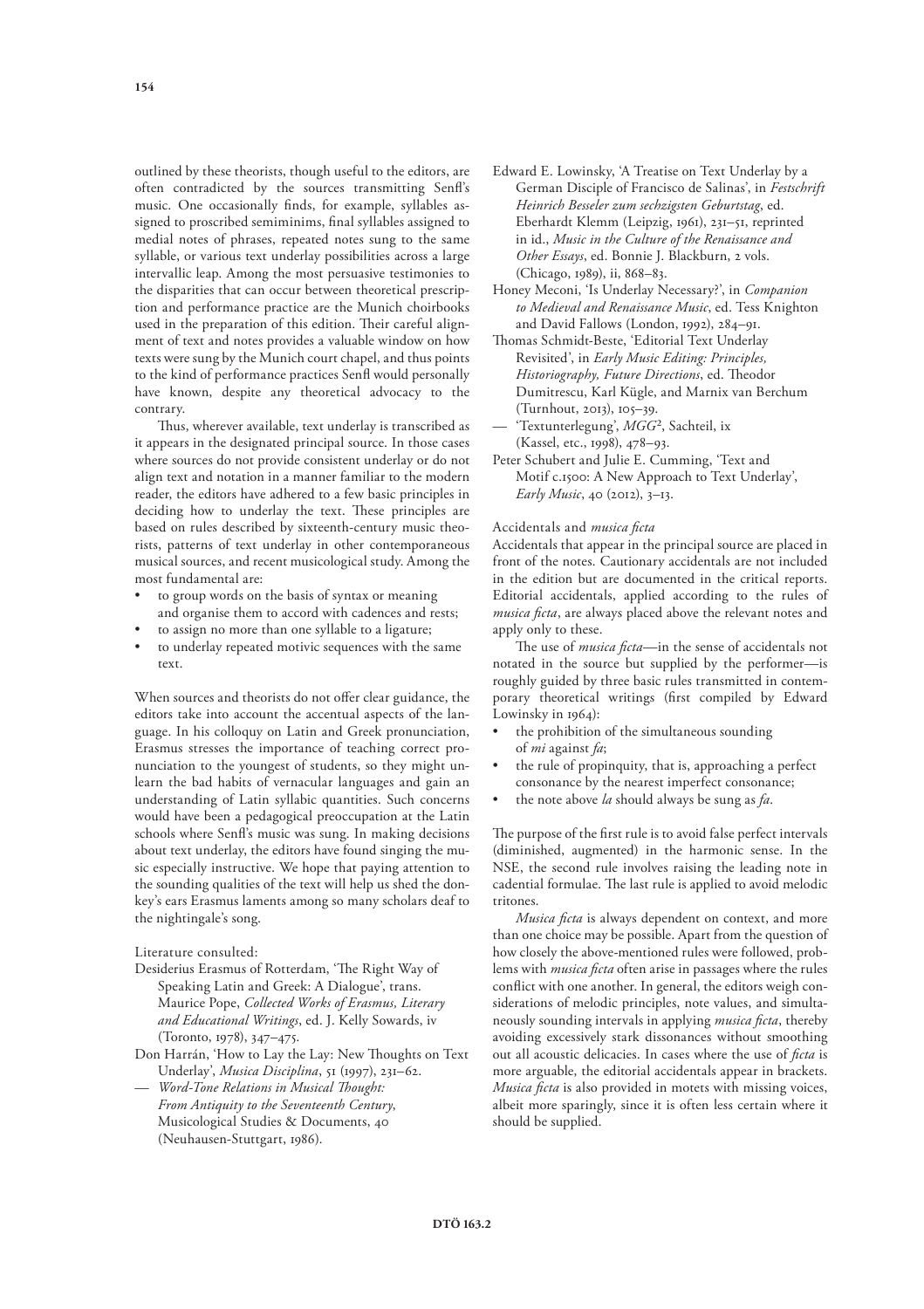outlined by these theorists, though useful to the editors, are often contradicted by the sources transmitting Senfl's music. One occasionally finds, for example, syllables assigned to proscribed semiminims, final syllables assigned to medial notes of phrases, repeated notes sung to the same syllable, or various text underlay possibilities across a large intervallic leap. Among the most persuasive testimonies to the disparities that can occur between theoretical prescription and performance practice are the Munich choirbooks used in the preparation of this edition. Their careful alignment of text and notes provides a valuable window on how texts were sung by the Munich court chapel, and thus points to the kind of performance practices Senfl would personally have known, despite any theoretical advocacy to the contrary.

Thus, wherever available, text underlay is transcribed as it appears in the designated principal source. In those cases where sources do not provide consistent underlay or do not align text and notation in a manner familiar to the modern reader, the editors have adhered to a few basic principles in deciding how to underlay the text. These principles are based on rules described by sixteenth-century music theorists, patterns of text underlay in other contemporaneous musical sources, and recent musicological study. Among the most fundamental are:

- to group words on the basis of syntax or meaning and organise them to accord with cadences and rests;
- to assign no more than one syllable to a ligature;
- to underlay repeated motivic sequences with the same text.

When sources and theorists do not offer clear guidance, the editors take into account the accentual aspects of the language. In his colloquy on Latin and Greek pronunciation, Erasmus stresses the importance of teaching correct pronunciation to the youngest of students, so they might unlearn the bad habits of vernacular languages and gain an understanding of Latin syllabic quantities. Such concerns would have been a pedagogical preoccupation at the Latin schools where Senfl's music was sung. In making decisions about text underlay, the editors have found singing the music especially instructive. We hope that paying attention to the sounding qualities of the text will help us shed the donkey's ears Erasmus laments among so many scholars deaf to the nightingale's song.

Literature consulted:

Desiderius Erasmus of Rotterdam, 'The Right Way of Speaking Latin and Greek: A Dialogue', trans. Maurice Pope, *Collected Works of Erasmus, Literary and Educational Writings*, ed. J. Kelly Sowards, iv (Toronto, 1978), 347–475.

Don Harrán, 'How to Lay the Lay: New Thoughts on Text Underlay', *Musica Disciplina*, 51 (1997), 231–62.

— *Word-Tone Relations in Musical Thought: From Antiquity to the Seventeenth Century*, Musicological Studies & Documents, 40 (Neuhausen-Stuttgart, 1986).

Edward E. Lowinsky, 'A Treatise on Text Underlay by a German Disciple of Francisco de Salinas', in *Festschrift Heinrich Besseler zum sechzigsten Geburtstag*, ed. Eberhardt Klemm (Leipzig, 1961), 231–51, reprinted in id., *Music in the Culture of the Renaissance and Other Essays*, ed. Bonnie J. Blackburn, 2 vols. (Chicago, 1989), ii, 868–83.

Honey Meconi, 'Is Underlay Necessary?', in *Companion to Medieval and Renaissance Music*, ed. Tess Knighton and David Fallows (London, 1992), 284–91.

Thomas Schmidt-Beste, 'Editorial Text Underlay Revisited', in *Early Music Editing: Principles, Historiography, Future Directions*, ed. Theodor Dumitrescu, Karl Kügle, and Marnix van Berchum (Turnhout, 2013), 105–39.

— 'Textunterlegung', *MGG*², Sachteil, ix (Kassel, etc., 1998), 478–93.

Peter Schubert and Julie E. Cumming, 'Text and Motif c.1500: A New Approach to Text Underlay', *Early Music*, 40 (2012), 3–13.

Accidentals and *musica ficta*

Accidentals that appear in the principal source are placed in front of the notes. Cautionary accidentals are not included in the edition but are documented in the critical reports. Editorial accidentals, applied according to the rules of *musica ficta*, are always placed above the relevant notes and apply only to these.

The use of *musica ficta*—in the sense of accidentals not notated in the source but supplied by the performer—is roughly guided by three basic rules transmitted in contemporary theoretical writings (first compiled by Edward Lowinsky in 1964):

- the prohibition of the simultaneous sounding of *mi* against *fa*;
- the rule of propinquity, that is, approaching a perfect consonance by the nearest imperfect consonance;
- the note above *la* should always be sung as *fa*.

The purpose of the first rule is to avoid false perfect intervals (diminished, augmented) in the harmonic sense. In the NSE, the second rule involves raising the leading note in cadential formulae. The last rule is applied to avoid melodic tritones.

*Musica ficta* is always dependent on context, and more than one choice may be possible. Apart from the question of how closely the above-mentioned rules were followed, problems with *musica ficta* often arise in passages where the rules conflict with one another. In general, the editors weigh considerations of melodic principles, note values, and simultaneously sounding intervals in applying *musica ficta*, thereby avoiding excessively stark dissonances without smoothing out all acoustic delicacies. In cases where the use of *ficta* is more arguable, the editorial accidentals appear in brackets. *Musica ficta* is also provided in motets with missing voices, albeit more sparingly, since it is often less certain where it should be supplied.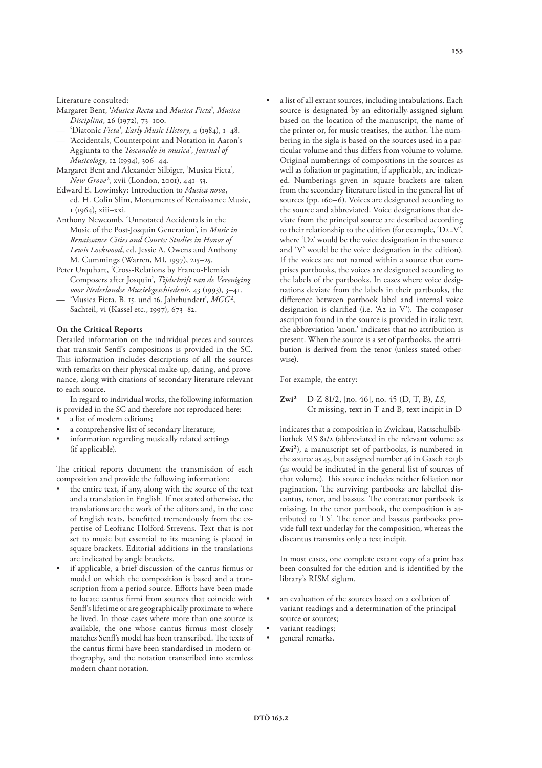Literature consulted:

Margaret Bent, '*Musica Recta* and *Musica Ficta*', *Musica Disciplina*, 26 (1972), 73–100.

— 'Diatonic *Ficta*', *Early Music History*, 4 (1984), 1–48.

— 'Accidentals, Counterpoint and Notation in Aaron's Aggiunta to the *Toscanello in musica*', *Journal of Musicology*, 12 (1994), 306–44.

Margaret Bent and Alexander Silbiger, 'Musica Ficta', *New Grove*², xvii (London, 2001), 441–53.

Edward E. Lowinsky: Introduction to *Musica nova*, ed. H. Colin Slim, Monuments of Renaissance Music, 1 (1964), xiii–xxi.

Anthony Newcomb, 'Unnotated Accidentals in the Music of the Post-Josquin Generation', in *Music in Renaissance Cities and Courts: Studies in Honor of Lewis Lockwood*, ed. Jessie A. Owens and Anthony M. Cummings (Warren, MI, 1997), 215–25.

Peter Urquhart, 'Cross-Relations by Franco-Flemish Composers after Josquin', *Tijdschrift van de Vereniging voor Nederlandse Muziekgeschiedenis*, 43 (1993), 3–41.

— 'Musica Ficta. B. 15. und 16. Jahrhundert', *MGG*², Sachteil, vi (Kassel etc., 1997), 673–82.

### On the Critical Reports

Detailed information on the individual pieces and sources that transmit Senfl's compositions is provided in the SC. This information includes descriptions of all the sources with remarks on their physical make-up, dating, and provenance, along with citations of secondary literature relevant to each source.

In regard to individual works, the following information is provided in the SC and therefore not reproduced here:

- a list of modern editions;
- a comprehensive list of secondary literature;
- information regarding musically related settings (if applicable).

The critical reports document the transmission of each composition and provide the following information:

- the entire text, if any, along with the source of the text and a translation in English. If not stated otherwise, the translations are the work of the editors and, in the case of English texts, benefitted tremendously from the expertise of Leofranc Holford-Strevens. Text that is not set to music but essential to its meaning is placed in square brackets. Editorial additions in the translations are indicated by angle brackets.
- if applicable, a brief discussion of the cantus firmus or model on which the composition is based and a transcription from a period source. Efforts have been made to locate cantus firmi from sources that coincide with Senfl's lifetime or are geographically proximate to where he lived. In those cases where more than one source is available, the one whose cantus firmus most closely matches Senfl's model has been transcribed. The texts of the cantus firmi have been standardised in modern orthography, and the notation transcribed into stemless modern chant notation.
- a list of all extant sources, including intabulations. Each source is designated by an editorially-assigned siglum based on the location of the manuscript, the name of the printer or, for music treatises, the author. The numbering in the sigla is based on the sources used in a particular volume and thus differs from volume to volume. Original numberings of compositions in the sources as well as foliation or pagination, if applicable, are indicated. Numberings given in square brackets are taken from the secondary literature listed in the general list of sources (pp. 160–6). Voices are designated according to the source and abbreviated. Voice designations that deviate from the principal source are described according to their relationship to the edition (for example, 'D2=V', where 'D2' would be the voice designation in the source and 'V' would be the voice designation in the edition). If the voices are not named within a source that comprises partbooks, the voices are designated according to the labels of the partbooks. In cases where voice designations deviate from the labels in their partbooks, the difference between partbook label and internal voice designation is clarified (i.e. 'A2 in V'). The composer ascription found in the source is provided in italic text; the abbreviation 'anon.' indicates that no attribution is present. When the source is a set of partbooks, the attribution is derived from the tenor (unless stated otherwise).

For example, the entry:

**Zwi²** D-Z 81/2, [no. 46], no. 45 (D, T, B), *LS*, Ct missing, text in T and B, text incipit in D

indicates that a composition in Zwickau, Ratsschulbibliothek MS 81/2 (abbreviated in the relevant volume as **Zwi²**), a manuscript set of partbooks, is numbered in the source as 45, but assigned number 46 in Gasch 2013b (as would be indicated in the general list of sources of that volume). This source includes neither foliation nor pagination. The surviving partbooks are labelled discantus, tenor, and bassus. The contratenor partbook is missing. In the tenor partbook, the composition is attributed to 'LS'. The tenor and bassus partbooks provide full text underlay for the composition, whereas the discantus transmits only a text incipit.

In most cases, one complete extant copy of a print has been consulted for the edition and is identified by the library's RISM siglum.

- an evaluation of the sources based on a collation of variant readings and a determination of the principal source or sources;
- variant readings;
- general remarks.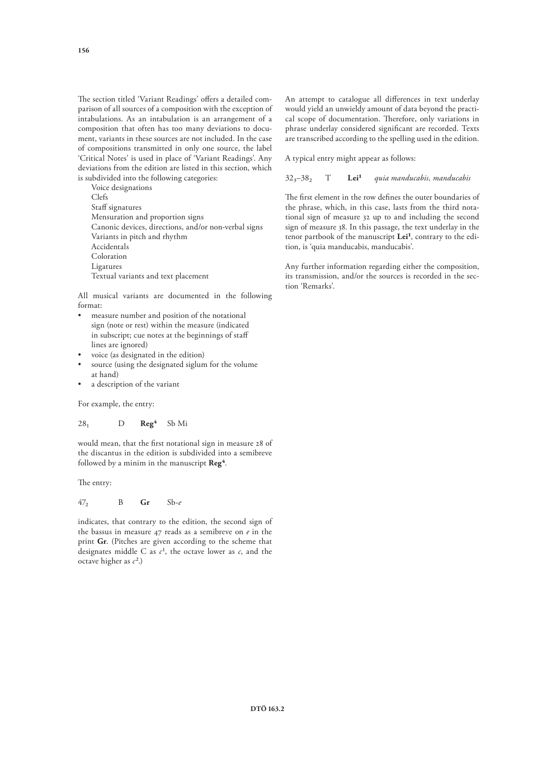The section titled 'Variant Readings' offers a detailed comparison of all sources of a composition with the exception of intabulations. As an intabulation is an arrangement of a composition that often has too many deviations to document, variants in these sources are not included. In the case of compositions transmitted in only one source, the label 'Critical Notes' is used in place of 'Variant Readings'. Any deviations from the edition are listed in this section, which is subdivided into the following categories:

Voice designations
Clefs
Staff signatures
Mensuration and proportion signs
Canonic devices, directions, and/or non-verbal signs
Variants in pitch and rhythm
Accidentals
Coloration
Ligatures
Textual variants and text placement

All musical variants are documented in the following format:

- measure number and position of the notational sign (note or rest) within the measure (indicated in subscript; cue notes at the beginnings of staff lines are ignored)
- voice (as designated in the edition)
- source (using the designated siglum for the volume at hand)
- a description of the variant

For example, the entry:

$28_1$ D **Reg**[4] Sb Mi

would mean, that the first notational sign in measure 28 of the discantus in the edition is subdivided into a semibreve followed by a minim in the manuscript **Reg**[4].

The entry:

$47_2$ B **Gr** Sb-*e*

indicates, that contrary to the edition, the second sign of the bassus in measure 47 reads as a semibreve on *e* in the print **Gr**. (Pitches are given according to the scheme that designates middle C as $c^1$, the octave lower as *c*, and the octave higher as $c^2$.)

An attempt to catalogue all differences in text underlay would yield an unwieldy amount of data beyond the practical scope of documentation. Therefore, only variations in phrase underlay considered significant are recorded. Texts are transcribed according to the spelling used in the edition.

A typical entry might appear as follows:

$32_3$–$38_2$ T **Lei**[1] *quia manducabis, manducabis*

The first element in the row defines the outer boundaries of the phrase, which, in this case, lasts from the third notational sign of measure 32 up to and including the second sign of measure 38. In this passage, the text underlay in the tenor partbook of the manuscript **Lei**[1], contrary to the edition, is 'quia manducabis, manducabis'.

Any further information regarding either the composition, its transmission, and/or the sources is recorded in the section 'Remarks'.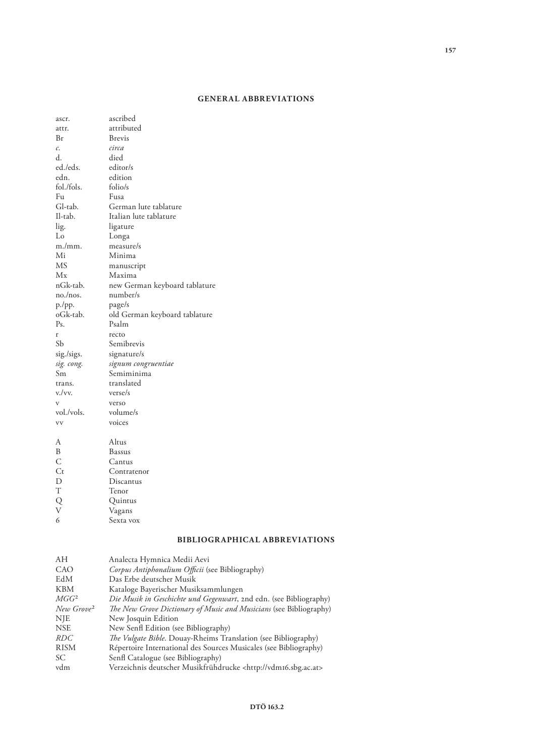## GENERAL ABBREVIATIONS

| | |
|---|---|
| ascr. | ascribed |
| attr. | attributed |
| Br | Brevis |
| *c.* | *circa* |
| d. | died |
| ed./eds. | editor/s |
| edn. | edition |
| fol./fols. | folio/s |
| Fu | Fusa |
| Gl-tab. | German lute tablature |
| Il-tab. | Italian lute tablature |
| lig. | ligature |
| Lo | Longa |
| m./mm. | measure/s |
| Mi | Minima |
| MS | manuscript |
| Mx | Maxima |
| nGk-tab. | new German keyboard tablature |
| no./nos. | number/s |
| p./pp. | page/s |
| oGk-tab. | old German keyboard tablature |
| Ps. | Psalm |
| r | recto |
| Sb | Semibrevis |
| sig./sigs. | signature/s |
| *sig. cong.* | *signum congruentiae* |
| Sm | Semiminima |
| trans. | translated |
| v./vv. | verse/s |
| v | verso |
| vol./vols. | volume/s |
| vv | voices |

| | |
|---|---|
| A | Altus |
| B | Bassus |
| C | Cantus |
| Ct | Contratenor |
| D | Discantus |
| T | Tenor |
| Q | Quintus |
| V | Vagans |
| 6 | Sexta vox |

## BIBLIOGRAPHICAL ABBREVIATIONS

| | |
|---|---|
| AH | Analecta Hymnica Medii Aevi |
| CAO | *Corpus Antiphonalium Officii* (see Bibliography) |
| EdM | Das Erbe deutscher Musik |
| KBM | Kataloge Bayerischer Musiksammlungen |
| *MGG*² | *Die Musik in Geschichte und Gegenwart*, 2nd edn. (see Bibliography) |
| *New Grove*² | *The New Grove Dictionary of Music and Musicians* (see Bibliography) |
| NJE | New Josquin Edition |
| NSE | New Senfl Edition (see Bibliography) |
| *RDC* | *The Vulgate Bible*. Douay-Rheims Translation (see Bibliography) |
| RISM | Répertoire International des Sources Musicales (see Bibliography) |
| SC | Senfl Catalogue (see Bibliography) |
| vdm | Verzeichnis deutscher Musikfrühdrucke <http://vdm16.sbg.ac.at> |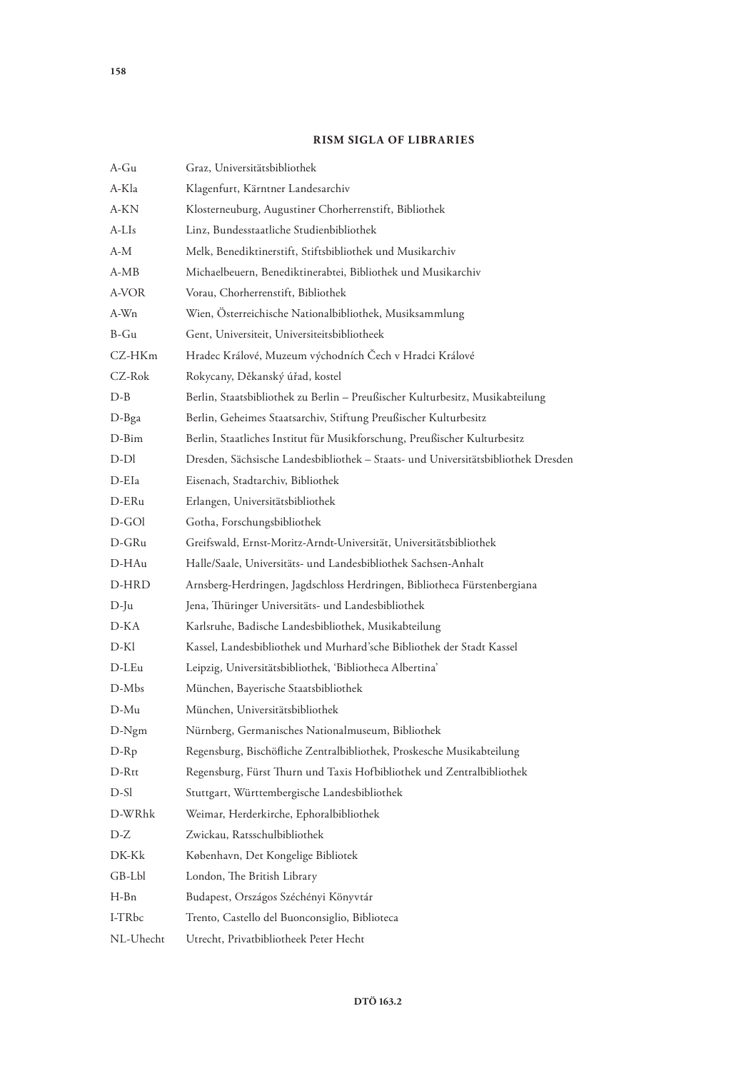## RISM SIGLA OF LIBRARIES

| | |
|---|---|
| A-Gu | Graz, Universitätsbibliothek |
| A-Kla | Klagenfurt, Kärntner Landesarchiv |
| A-KN | Klosterneuburg, Augustiner Chorherrenstift, Bibliothek |
| A-LIs | Linz, Bundesstaatliche Studienbibliothek |
| A-M | Melk, Benediktinerstift, Stiftsbibliothek und Musikarchiv |
| A-MB | Michaelbeuern, Benediktinerabtei, Bibliothek und Musikarchiv |
| A-VOR | Vorau, Chorherrenstift, Bibliothek |
| A-Wn | Wien, Österreichische Nationalbibliothek, Musiksammlung |
| B-Gu | Gent, Universiteit, Universiteitsbibliotheek |
| CZ-HKm | Hradec Králové, Muzeum východních Čech v Hradci Králové |
| CZ-Rok | Rokycany, Děkanský úřad, kostel |
| D-B | Berlin, Staatsbibliothek zu Berlin – Preußischer Kulturbesitz, Musikabteilung |
| D-Bga | Berlin, Geheimes Staatsarchiv, Stiftung Preußischer Kulturbesitz |
| D-Bim | Berlin, Staatliches Institut für Musikforschung, Preußischer Kulturbesitz |
| D-Dl | Dresden, Sächsische Landesbibliothek – Staats- und Universitätsbibliothek Dresden |
| D-EIa | Eisenach, Stadtarchiv, Bibliothek |
| D-ERu | Erlangen, Universitätsbibliothek |
| D-GOl | Gotha, Forschungsbibliothek |
| D-GRu | Greifswald, Ernst-Moritz-Arndt-Universität, Universitätsbibliothek |
| D-HAu | Halle/Saale, Universitäts- und Landesbibliothek Sachsen-Anhalt |
| D-HRD | Arnsberg-Herdringen, Jagdschloss Herdringen, Bibliotheca Fürstenbergiana |
| D-Ju | Jena, Thüringer Universitäts- und Landesbibliothek |
| D-KA | Karlsruhe, Badische Landesbibliothek, Musikabteilung |
| D-Kl | Kassel, Landesbibliothek und Murhard'sche Bibliothek der Stadt Kassel |
| D-LEu | Leipzig, Universitätsbibliothek, 'Bibliotheca Albertina' |
| D-Mbs | München, Bayerische Staatsbibliothek |
| D-Mu | München, Universitätsbibliothek |
| D-Ngm | Nürnberg, Germanisches Nationalmuseum, Bibliothek |
| D-Rp | Regensburg, Bischöfliche Zentralbibliothek, Proskesche Musikabteilung |
| D-Rtt | Regensburg, Fürst Thurn und Taxis Hofbibliothek und Zentralbibliothek |
| D-Sl | Stuttgart, Württembergische Landesbibliothek |
| D-WRhk | Weimar, Herderkirche, Ephoralbibliothek |
| D-Z | Zwickau, Ratsschulbibliothek |
| DK-Kk | København, Det Kongelige Bibliotek |
| GB-Lbl | London, The British Library |
| H-Bn | Budapest, Országos Széchényi Könyvtár |
| I-TRbc | Trento, Castello del Buonconsiglio, Biblioteca |
| NL-Uhecht | Utrecht, Privatbibliotheek Peter Hecht |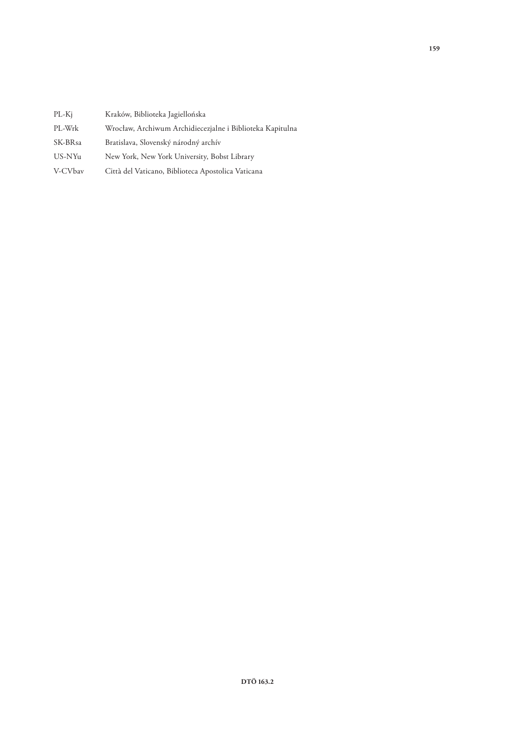| | |
|---|---|
| PL-Kj | Kraków, Biblioteka Jagiellońska |
| PL-Wrk | Wrocław, Archiwum Archidiecezjalne i Biblioteka Kapitulna |
| SK-BRsa | Bratislava, Slovenský národný archív |
| US-NYu | New York, New York University, Bobst Library |
| V-CVbav | Città del Vaticano, Biblioteca Apostolica Vaticana |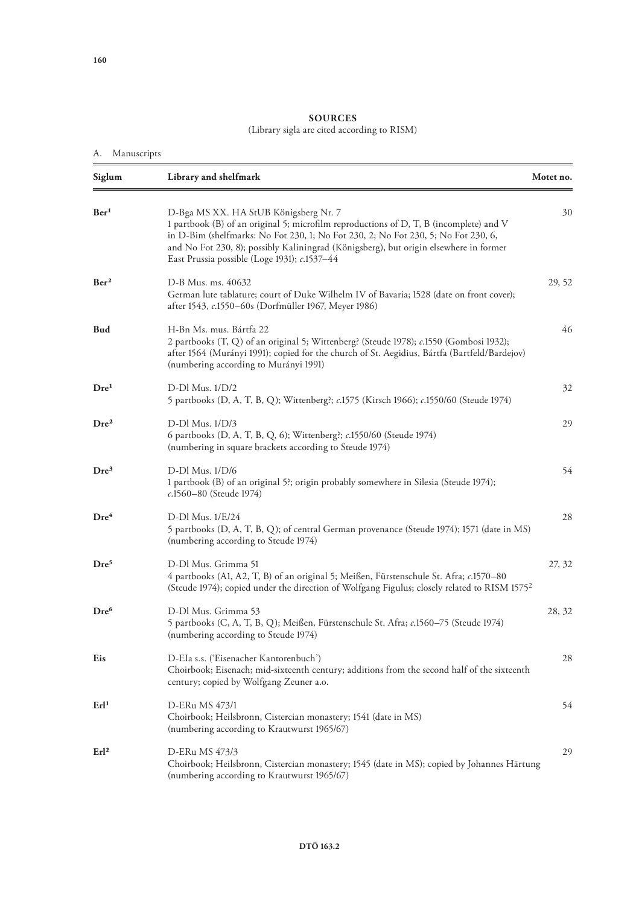**SOURCES**

(Library sigla are cited according to RISM)

A. Manuscripts

| Siglum | Library and shelfmark | Motet no. |
|---|---|---|
| **Ber[1]** | D-Bga MS XX. HA StUB Königsberg Nr. 7<br>1 partbook (B) of an original 5; microfilm reproductions of D, T, B (incomplete) and V in D-Bim (shelfmarks: No Fot 230, 1; No Fot 230, 2; No Fot 230, 5; No Fot 230, 6, and No Fot 230, 8); possibly Kaliningrad (Königsberg), but origin elsewhere in former East Prussia possible (Loge 1931); *c.*1537–44 | 30 |
| **Ber[2]** | D-B Mus. ms. 40632<br>German lute tablature; court of Duke Wilhelm IV of Bavaria; 1528 (date on front cover); after 1543, *c.*1550–60s (Dorfmüller 1967, Meyer 1986) | 29, 52 |
| **Bud** | H-Bn Ms. mus. Bártfa 22<br>2 partbooks (T, Q) of an original 5; Wittenberg? (Steude 1978); *c.*1550 (Gombosi 1932); after 1564 (Murányi 1991); copied for the church of St. Aegidius, Bártfa (Bartfeld/Bardejov) (numbering according to Murányi 1991) | 46 |
| **Dre[1]** | D-Dl Mus. 1/D/2<br>5 partbooks (D, A, T, B, Q); Wittenberg?; *c.*1575 (Kirsch 1966); *c.*1550/60 (Steude 1974) | 32 |
| **Dre[2]** | D-Dl Mus. 1/D/3<br>6 partbooks (D, A, T, B, Q, 6); Wittenberg?; *c.*1550/60 (Steude 1974)<br>(numbering in square brackets according to Steude 1974) | 29 |
| **Dre[3]** | D-Dl Mus. 1/D/6<br>1 partbook (B) of an original 5?; origin probably somewhere in Silesia (Steude 1974); *c.*1560–80 (Steude 1974) | 54 |
| **Dre[4]** | D-Dl Mus. 1/E/24<br>5 partbooks (D, A, T, B, Q); of central German provenance (Steude 1974); 1571 (date in MS) (numbering according to Steude 1974) | 28 |
| **Dre[5]** | D-Dl Mus. Grimma 51<br>4 partbooks (A1, A2, T, B) of an original 5; Meißen, Fürstenschule St. Afra; *c.*1570–80 (Steude 1974); copied under the direction of Wolfgang Figulus; closely related to RISM 1575[2] | 27, 32 |
| **Dre[6]** | D-Dl Mus. Grimma 53<br>5 partbooks (C, A, T, B, Q); Meißen, Fürstenschule St. Afra; *c.*1560–75 (Steude 1974) (numbering according to Steude 1974) | 28, 32 |
| **Eis** | D-EIa s.s. ('Eisenacher Kantorenbuch')<br>Choirbook; Eisenach; mid-sixteenth century; additions from the second half of the sixteenth century; copied by Wolfgang Zeuner a.o. | 28 |
| **Erl[1]** | D-ERu MS 473/1<br>Choirbook; Heilsbronn, Cistercian monastery; 1541 (date in MS)<br>(numbering according to Krautwurst 1965/67) | 54 |
| **Erl[2]** | D-ERu MS 473/3<br>Choirbook; Heilsbronn, Cistercian monastery; 1545 (date in MS); copied by Johannes Härtung (numbering according to Krautwurst 1965/67) | 29 |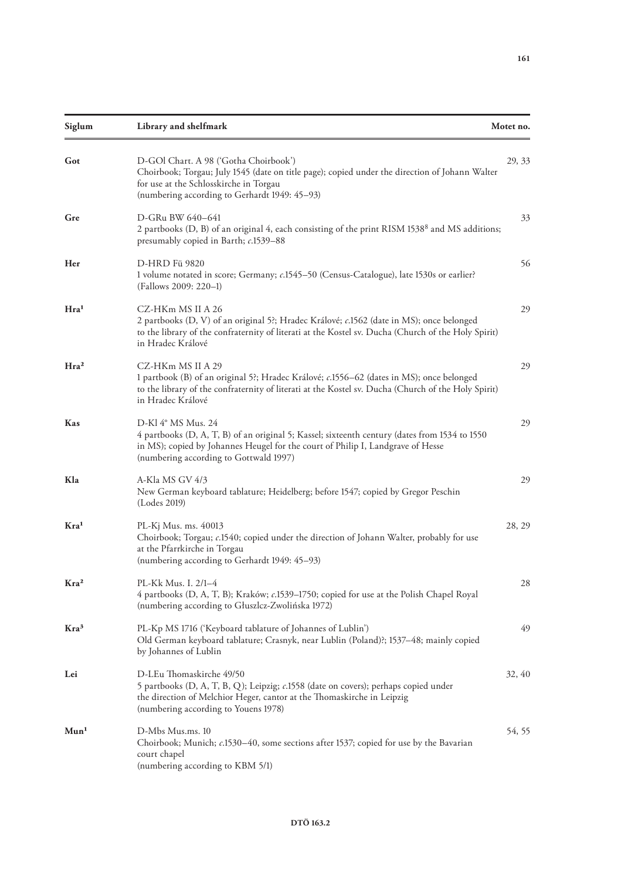| Siglum | Library and shelfmark | Motet no. |
| --- | --- | --- |
| **Got** | D-GOl Chart. A 98 ('Gotha Choirbook')<br>Choirbook; Torgau; July 1545 (date on title page); copied under the direction of Johann Walter for use at the Schlosskirche in Torgau<br>(numbering according to Gerhardt 1949: 45–93) | 29, 33 |
| **Gre** | D-GRu BW 640–641<br>2 partbooks (D, B) of an original 4, each consisting of the print RISM 1538[8] and MS additions; presumably copied in Barth; *c.*1539–88 | 33 |
| **Her** | D-HRD Fü 9820<br>1 volume notated in score; Germany; *c.*1545–50 (Census-Catalogue), late 1530s or earlier? (Fallows 2009: 220–1) | 56 |
| **Hra¹** | CZ-HKm MS II A 26<br>2 partbooks (D, V) of an original 5?; Hradec Králové; *c.*1562 (date in MS); once belonged to the library of the confraternity of literati at the Kostel sv. Ducha (Church of the Holy Spirit) in Hradec Králové | 29 |
| **Hra²** | CZ-HKm MS II A 29<br>1 partbook (B) of an original 5?; Hradec Králové; *c.*1556–62 (dates in MS); once belonged to the library of the confraternity of literati at the Kostel sv. Ducha (Church of the Holy Spirit) in Hradec Králové | 29 |
| **Kas** | D-Kl 4° MS Mus. 24<br>4 partbooks (D, A, T, B) of an original 5; Kassel; sixteenth century (dates from 1534 to 1550 in MS); copied by Johannes Heugel for the court of Philip I, Landgrave of Hesse<br>(numbering according to Gottwald 1997) | 29 |
| **Kla** | A-Kla MS GV 4/3<br>New German keyboard tablature; Heidelberg; before 1547; copied by Gregor Peschin<br>(Lodes 2019) | 29 |
| **Kra¹** | PL-Kj Mus. ms. 40013<br>Choirbook; Torgau; *c.*1540; copied under the direction of Johann Walter, probably for use at the Pfarrkirche in Torgau<br>(numbering according to Gerhardt 1949: 45–93) | 28, 29 |
| **Kra²** | PL-Kk Mus. I. 2/1–4<br>4 partbooks (D, A, T, B); Kraków; *c.*1539–1750; copied for use at the Polish Chapel Royal<br>(numbering according to Głuszlcz-Zwolińska 1972) | 28 |
| **Kra³** | PL-Kp MS 1716 ('Keyboard tablature of Johannes of Lublin')<br>Old German keyboard tablature; Crasnyk, near Lublin (Poland)?; 1537–48; mainly copied by Johannes of Lublin | 49 |
| **Lei** | D-LEu Thomaskirche 49/50<br>5 partbooks (D, A, T, B, Q); Leipzig; *c.*1558 (date on covers); perhaps copied under the direction of Melchior Heger, cantor at the Thomaskirche in Leipzig<br>(numbering according to Youens 1978) | 32, 40 |
| **Mun¹** | D-Mbs Mus.ms. 10<br>Choirbook; Munich; *c.*1530–40, some sections after 1537; copied for use by the Bavarian court chapel<br>(numbering according to KBM 5/1) | 54, 55 |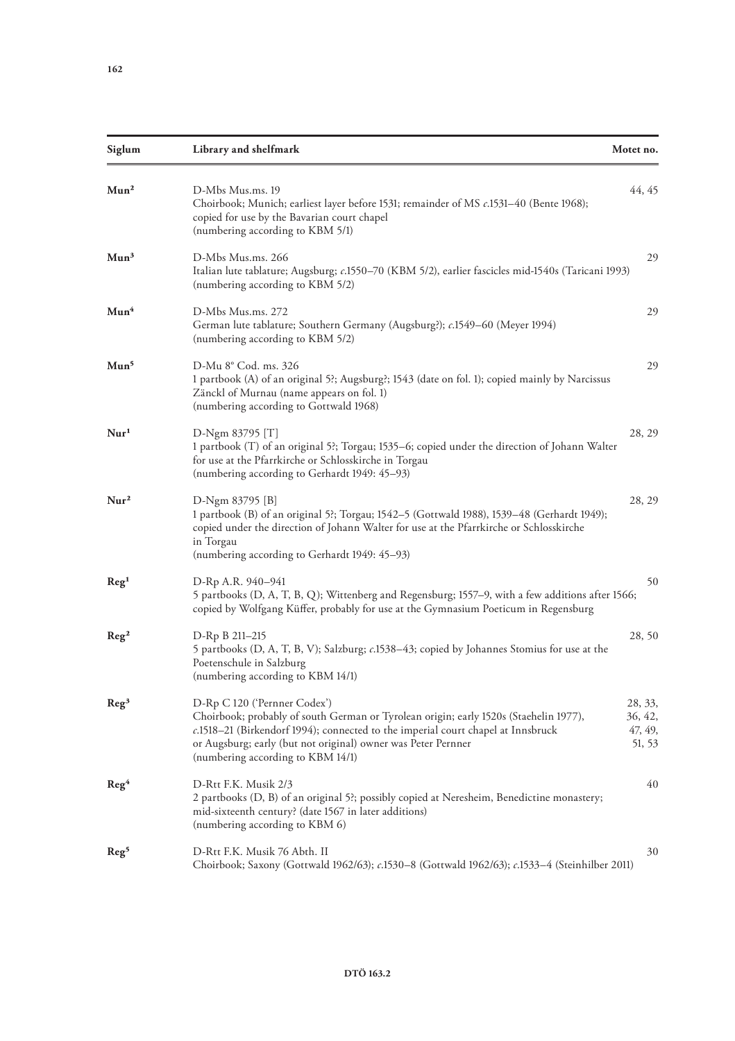| Siglum | Library and shelfmark | Motet no. |
|---|---|---|
| **Mun²** | D-Mbs Mus.ms. 19<br>Choirbook; Munich; earliest layer before 1531; remainder of MS *c*.1531–40 (Bente 1968); copied for use by the Bavarian court chapel<br>(numbering according to KBM 5/1) | 44, 45 |
| **Mun³** | D-Mbs Mus.ms. 266<br>Italian lute tablature; Augsburg; *c*.1550–70 (KBM 5/2), earlier fascicles mid-1540s (Taricani 1993)<br>(numbering according to KBM 5/2) | 29 |
| **Mun⁴** | D-Mbs Mus.ms. 272<br>German lute tablature; Southern Germany (Augsburg?); *c*.1549–60 (Meyer 1994)<br>(numbering according to KBM 5/2) | 29 |
| **Mun⁵** | D-Mu 8° Cod. ms. 326<br>1 partbook (A) of an original 5?; Augsburg?; 1543 (date on fol. 1); copied mainly by Narcissus Zänckl of Murnau (name appears on fol. 1)<br>(numbering according to Gottwald 1968) | 29 |
| **Nur¹** | D-Ngm 83795 [T]<br>1 partbook (T) of an original 5?; Torgau; 1535–6; copied under the direction of Johann Walter for use at the Pfarrkirche or Schlosskirche in Torgau<br>(numbering according to Gerhardt 1949: 45–93) | 28, 29 |
| **Nur²** | D-Ngm 83795 [B]<br>1 partbook (B) of an original 5?; Torgau; 1542–5 (Gottwald 1988), 1539–48 (Gerhardt 1949); copied under the direction of Johann Walter for use at the Pfarrkirche or Schlosskirche in Torgau<br>(numbering according to Gerhardt 1949: 45–93) | 28, 29 |
| **Reg¹** | D-Rp A.R. 940–941<br>5 partbooks (D, A, T, B, Q); Wittenberg and Regensburg; 1557–9, with a few additions after 1566; copied by Wolfgang Küffer, probably for use at the Gymnasium Poeticum in Regensburg | 50 |
| **Reg²** | D-Rp B 211–215<br>5 partbooks (D, A, T, B, V); Salzburg; *c*.1538–43; copied by Johannes Stomius for use at the Poetenschule in Salzburg<br>(numbering according to KBM 14/1) | 28, 50 |
| **Reg³** | D-Rp C 120 ('Pernner Codex')<br>Choirbook; probably of south German or Tyrolean origin; early 1520s (Staehelin 1977), *c*.1518–21 (Birkendorf 1994); connected to the imperial court chapel at Innsbruck or Augsburg; early (but not original) owner was Peter Pernner<br>(numbering according to KBM 14/1) | 28, 33, 36, 42, 47, 49, 51, 53 |
| **Reg⁴** | D-Rtt F.K. Musik 2/3<br>2 partbooks (D, B) of an original 5?; possibly copied at Neresheim, Benedictine monastery; mid-sixteenth century? (date 1567 in later additions)<br>(numbering according to KBM 6) | 40 |
| **Reg⁵** | D-Rtt F.K. Musik 76 Abth. II<br>Choirbook; Saxony (Gottwald 1962/63); *c*.1530–8 (Gottwald 1962/63); *c*.1533–4 (Steinhilber 2011) | 30 |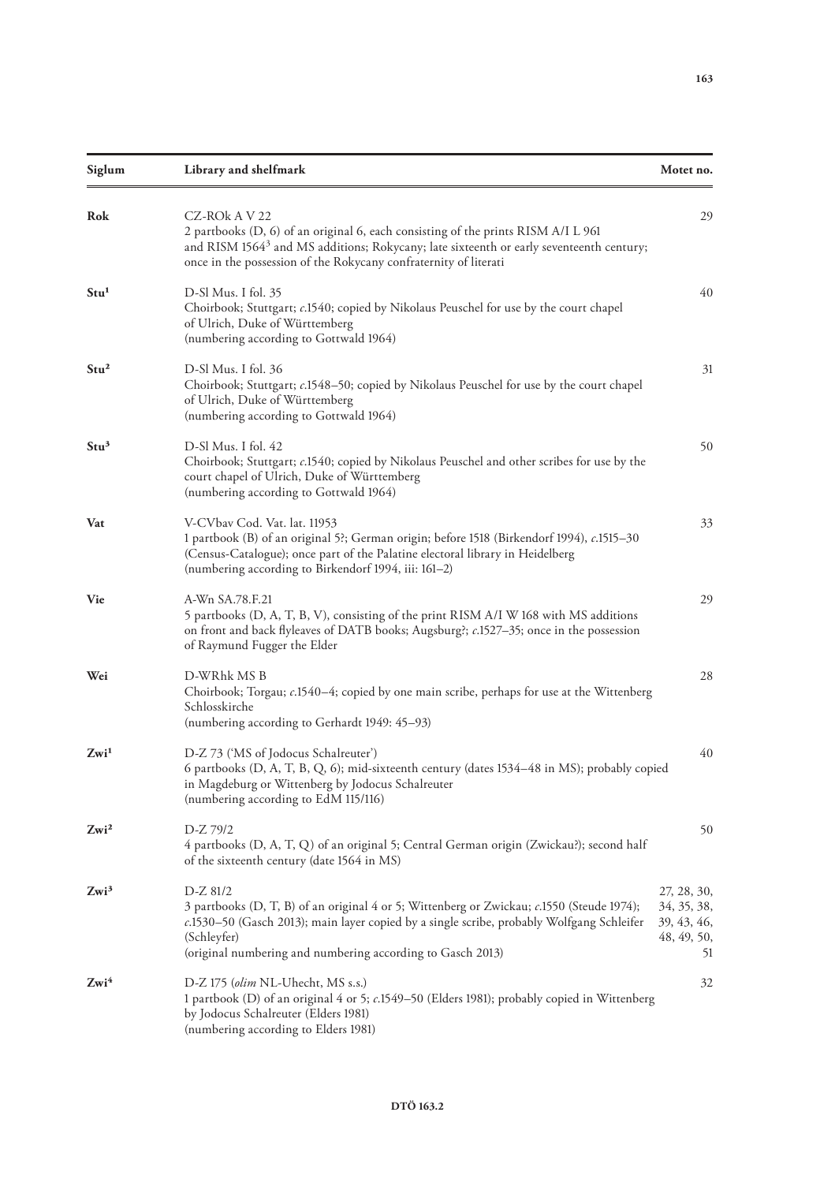| Siglum | Library and shelfmark | Motet no. |
|---|---|---|
| **Rok** | CZ-ROk A V 22<br>2 partbooks (D, 6) of an original 6, each consisting of the prints RISM A/I L 961 and RISM 1564[3] and MS additions; Rokycany; late sixteenth or early seventeenth century; once in the possession of the Rokycany confraternity of literati | 29 |
| **Stu[1]** | D-Sl Mus. I fol. 35<br>Choirbook; Stuttgart; *c*.1540; copied by Nikolaus Peuschel for use by the court chapel of Ulrich, Duke of Württemberg<br>(numbering according to Gottwald 1964) | 40 |
| **Stu[2]** | D-Sl Mus. I fol. 36<br>Choirbook; Stuttgart; *c*.1548–50; copied by Nikolaus Peuschel for use by the court chapel of Ulrich, Duke of Württemberg<br>(numbering according to Gottwald 1964) | 31 |
| **Stu[3]** | D-Sl Mus. I fol. 42<br>Choirbook; Stuttgart; *c*.1540; copied by Nikolaus Peuschel and other scribes for use by the court chapel of Ulrich, Duke of Württemberg<br>(numbering according to Gottwald 1964) | 50 |
| **Vat** | V-CVbav Cod. Vat. lat. 11953<br>1 partbook (B) of an original 5?; German origin; before 1518 (Birkendorf 1994), *c*.1515–30 (Census-Catalogue); once part of the Palatine electoral library in Heidelberg<br>(numbering according to Birkendorf 1994, iii: 161–2) | 33 |
| **Vie** | A-Wn SA.78.F.21<br>5 partbooks (D, A, T, B, V), consisting of the print RISM A/I W 168 with MS additions on front and back flyleaves of DATB books; Augsburg?; *c*.1527–35; once in the possession of Raymund Fugger the Elder | 29 |
| **Wei** | D-WRhk MS B<br>Choirbook; Torgau; *c*.1540–4; copied by one main scribe, perhaps for use at the Wittenberg Schlosskirche<br>(numbering according to Gerhardt 1949: 45–93) | 28 |
| **Zwi[1]** | D-Z 73 ('MS of Jodocus Schalreuter')<br>6 partbooks (D, A, T, B, Q, 6); mid-sixteenth century (dates 1534–48 in MS); probably copied in Magdeburg or Wittenberg by Jodocus Schalreuter<br>(numbering according to EdM 115/116) | 40 |
| **Zwi[2]** | D-Z 79/2<br>4 partbooks (D, A, T, Q) of an original 5; Central German origin (Zwickau?); second half of the sixteenth century (date 1564 in MS) | 50 |
| **Zwi[3]** | D-Z 81/2<br>3 partbooks (D, T, B) of an original 4 or 5; Wittenberg or Zwickau; *c*.1550 (Steude 1974); *c*.1530–50 (Gasch 2013); main layer copied by a single scribe, probably Wolfgang Schleifer (Schleyfer)<br>(original numbering and numbering according to Gasch 2013) | 27, 28, 30, 34, 35, 38, 39, 43, 46, 48, 49, 50, 51 |
| **Zwi[4]** | D-Z 175 (*olim* NL-Uhecht, MS s.s.)<br>1 partbook (D) of an original 4 or 5; *c*.1549–50 (Elders 1981); probably copied in Wittenberg by Jodocus Schalreuter (Elders 1981)<br>(numbering according to Elders 1981) | 32 |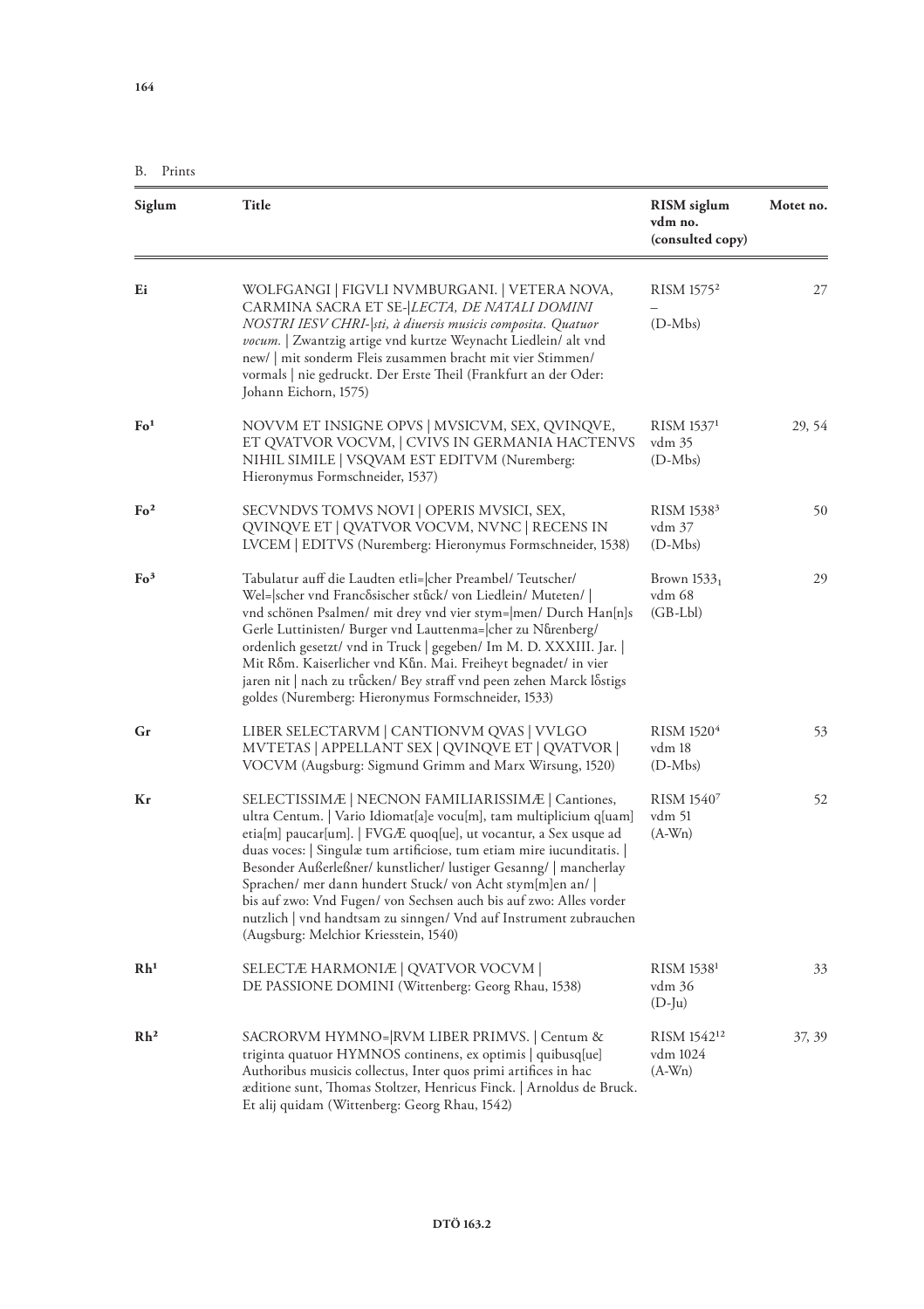## B. Prints

| Siglum | Title | RISM siglum vdm no. (consulted copy) | Motet no. |
|---|---|---|---|
| **Ei** | WOLFGANGI \| FIGVLI NVMBURGANI. \| VETERA NOVA, CARMINA SACRA ET SE-\|*LECTA, DE NATALI DOMINI NOSTRI IESV CHRI-\|sti, à diuersis musicis composita. Quatuor vocum.* \| Zwantzig artige vnd kurtze Weynacht Liedlein/ alt vnd new/ \| mit sonderm Fleis zusammen bracht mit vier Stimmen/ vormals \| nie gedruckt. Der Erste Theil (Frankfurt an der Oder: Johann Eichorn, 1575) | RISM 1575[2] – (D-Mbs) | 27 |
| **Fo[1]** | NOVVM ET INSIGNE OPVS \| MVSICVM, SEX, QVINQVE, ET QVATVOR VOCVM, \| CVIVS IN GERMANIA HACTENVS NIHIL SIMILE \| VSQVAM EST EDITVM (Nuremberg: Hieronymus Formschneider, 1537) | RISM 1537[1] vdm 35 (D-Mbs) | 29, 54 |
| **Fo[2]** | SECVNDVS TOMVS NOVI \| OPERIS MVSICI, SEX, QVINQVE ET \| QVATVOR VOCVM, NVNC \| RECENS IN LVCEM \| EDITVS (Nuremberg: Hieronymus Formschneider, 1538) | RISM 1538[3] vdm 37 (D-Mbs) | 50 |
| **Fo[3]** | Tabulatur auff die Laudten etli=\|cher Preambel/ Teutscher/ Wel=\|scher vnd Francôsischer stůck/ von Liedlein/ Muteten/ \| vnd schönen Psalmen/ mit drey vnd vier stym=\|men/ Durch Han[n]s Gerle Luttinisten/ Burger vnd Lauttenma=\|cher zu Nůrenberg/ ordenlich gesetzt/ vnd in Truck \| gegeben/ Im M. D. XXXIII. Jar. \| Mit Rôm. Kaiserlicher vnd Kůn. Mai. Freiheyt begnadet/ in vier jaren nit \| nach zu trůcken/ Bey straff vnd peen zehen Marck lôstigs goldes (Nuremberg: Hieronymus Formschneider, 1533) | Brown $1533_1$ vdm 68 (GB-Lbl) | 29 |
| **Gr** | LIBER SELECTARVM \| CANTIONVM QVAS \| VVLGO MVTETAS \| APPELLANT SEX \| QVINQVE ET \| QVATVOR \| VOCVM (Augsburg: Sigmund Grimm and Marx Wirsung, 1520) | RISM 1520[4] vdm 18 (D-Mbs) | 53 |
| **Kr** | SELECTISSIMÆ \| NECNON FAMILIARISSIMÆ \| Cantiones, ultra Centum. \| Vario Idiomat[a]e vocu[m], tam multiplicium q[uam] etia[m] paucar[um]. \| FVGÆ quoq[ue], ut vocantur, a Sex usque ad duas voces: \| Singulæ tum artificiose, tum etiam mire iucunditatis. \| Besonder Außerleßner/ kunstlicher/ lustiger Gesanng/ \| mancherlay Sprachen/ mer dann hundert Stuck/ von Acht stym[m]en an/ \| bis auf zwo: Vnd Fugen/ von Sechsen auch bis auf zwo: Alles vorder nutzlich \| vnd handtsam zu sinngen/ Vnd auf Instrument zubrauchen (Augsburg: Melchior Kriesstein, 1540) | RISM 1540[7] vdm 51 (A-Wn) | 52 |
| **Rh[1]** | SELECTÆ HARMONIÆ \| QVATVOR VOCVM \| DE PASSIONE DOMINI (Wittenberg: Georg Rhau, 1538) | RISM 1538[1] vdm 36 (D-Ju) | 33 |
| **Rh[2]** | SACRORVM HYMNO=\|RVM LIBER PRIMVS. \| Centum & triginta quatuor HYMNOS continens, ex optimis \| quibusq[ue] Authoribus musicis collectus, Inter quos primi artifices in hac æditione sunt, Thomas Stoltzer, Henricus Finck. \| Arnoldus de Bruck. Et alij quidam (Wittenberg: Georg Rhau, 1542) | RISM 1542[12] vdm 1024 (A-Wn) | 37, 39 |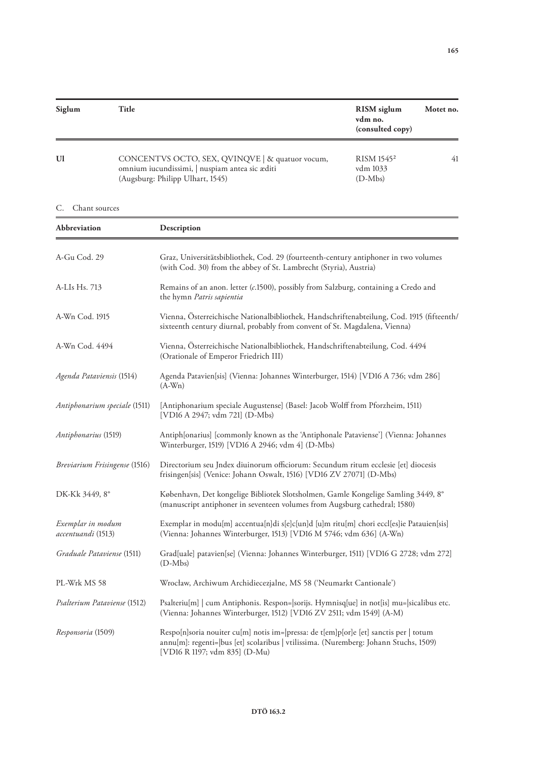| Siglum | Title | RISM siglum vdm no. (consulted copy) | Motet no. |
|---|---|---|---|
| **Ul** | CONCENTVS OCTO, SEX, QVINQVE \| & quatuor vocum, omnium iucundissimi, \| nuspiam antea sic æditi (Augsburg: Philipp Ulhart, 1545) | RISM 1545[2] vdm 1033 (D-Mbs) | 41 |

C. Chant sources

| Abbreviation | Description |
|---|---|
| A-Gu Cod. 29 | Graz, Universitätsbibliothek, Cod. 29 (fourteenth-century antiphoner in two volumes (with Cod. 30) from the abbey of St. Lambrecht (Styria), Austria) |
| A-LIs Hs. 713 | Remains of an anon. letter (*c.*1500), possibly from Salzburg, containing a Credo and the hymn *Patris sapientia* |
| A-Wn Cod. 1915 | Vienna, Österreichische Nationalbibliothek, Handschriftenabteilung, Cod. 1915 (fifteenth/sixteenth century diurnal, probably from convent of St. Magdalena, Vienna) |
| A-Wn Cod. 4494 | Vienna, Österreichische Nationalbibliothek, Handschriftenabteilung, Cod. 4494 (Orationale of Emperor Friedrich III) |
| *Agenda Pataviensis* (1514) | Agenda Patavien[sis] (Vienna: Johannes Winterburger, 1514) [VD16 A 736; vdm 286] (A-Wn) |
| *Antiphonarium speciale* (1511) | [Antiphonarium speciale Augustense] (Basel: Jacob Wolff from Pforzheim, 1511) [VD16 A 2947; vdm 721] (D-Mbs) |
| *Antiphonarius* (1519) | Antiph[onarius] [commonly known as the 'Antiphonale Pataviense'] (Vienna: Johannes Winterburger, 1519) [VD16 A 2946; vdm 4] (D-Mbs) |
| *Breviarium Frisingense* (1516) | Directorium seu Jndex diuinorum officiorum: Secundum ritum ecclesie [et] diocesis frisingen[sis] (Venice: Johann Oswalt, 1516) [VD16 ZV 27071] (D-Mbs) |
| DK-Kk 3449, 8° | København, Det kongelige Bibliotek Slotsholmen, Gamle Kongelige Samling 3449, 8° (manuscript antiphoner in seventeen volumes from Augsburg cathedral; 1580) |
| *Exemplar in modum accentuandi* (1513) | Exemplar in modu[m] accentua[n]di s[e]c[un]d [u]m ritu[m] chori eccl[es]ie Patauien[sis] (Vienna: Johannes Winterburger, 1513) [VD16 M 5746; vdm 636] (A-Wn) |
| *Graduale Pataviense* (1511) | Grad[uale] patavien[se] (Vienna: Johannes Winterburger, 1511) [VD16 G 2728; vdm 272] (D-Mbs) |
| PL-Wrk MS 58 | Wrocław, Archiwum Archidiecezjalne, MS 58 ('Neumarkt Cantionale') |
| *Psalterium Pataviense* (1512) | Psalteriu[m] \| cum Antiphonis. Respon=\|sorijs. Hymnisq[ue] in not[is] mu=\|sicalibus etc. (Vienna: Johannes Winterburger, 1512) [VD16 ZV 2511; vdm 1549] (A-M) |
| *Responsoria* (1509) | Respo[n]soria nouiter cu[m] notis im=\|pressa: de t[em]p[or]e [et] sanctis per \| totum annu[m]: regenti=\|bus [et] scolaribus \| vtilissima. (Nuremberg: Johann Stuchs, 1509) [VD16 R 1197; vdm 835] (D-Mu) |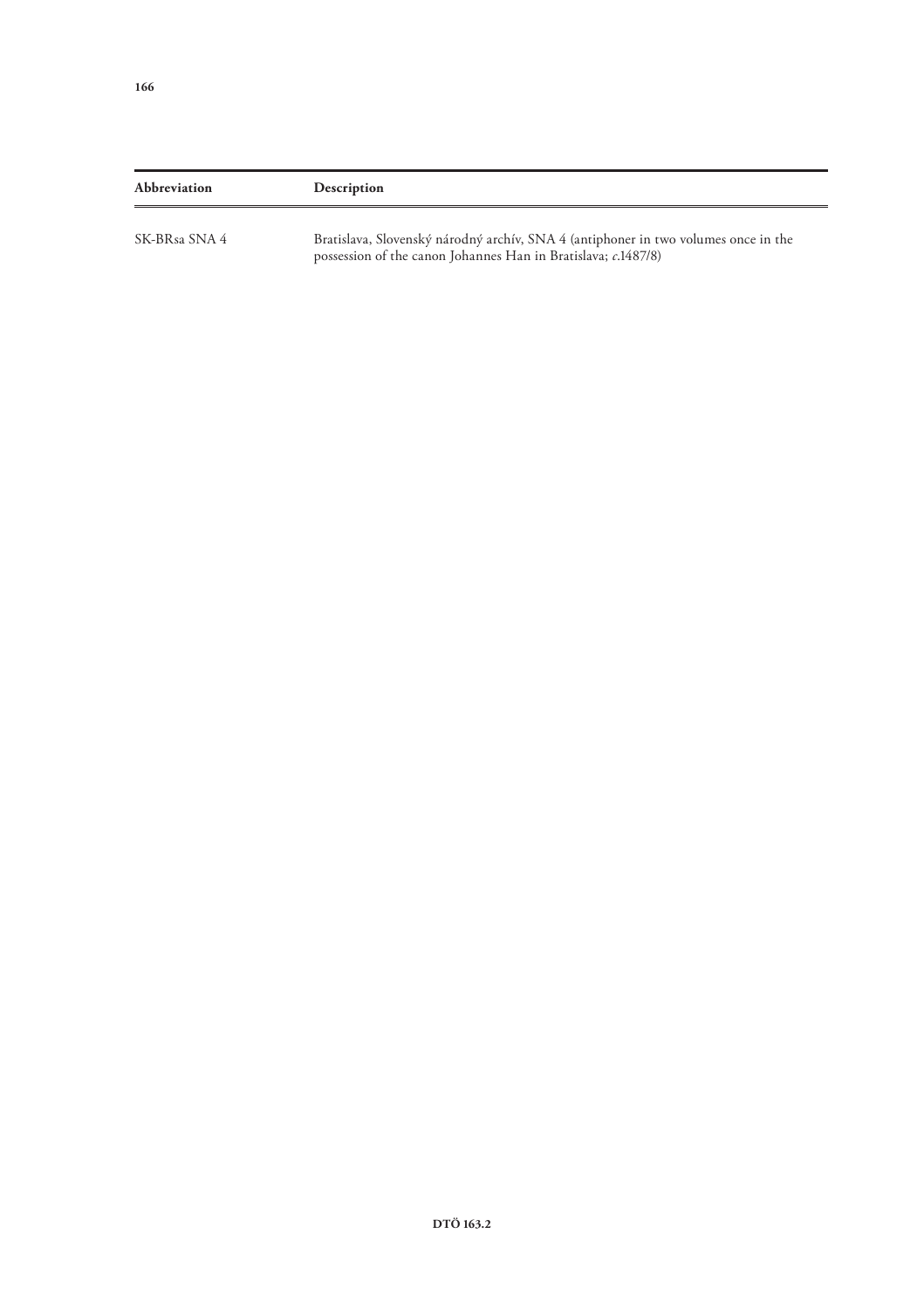| Abbreviation | Description |
|---|---|
| SK-BRsa SNA 4 | Bratislava, Slovenský národný archív, SNA 4 (antiphoner in two volumes once in the possession of the canon Johannes Han in Bratislava; *c.*1487/8) |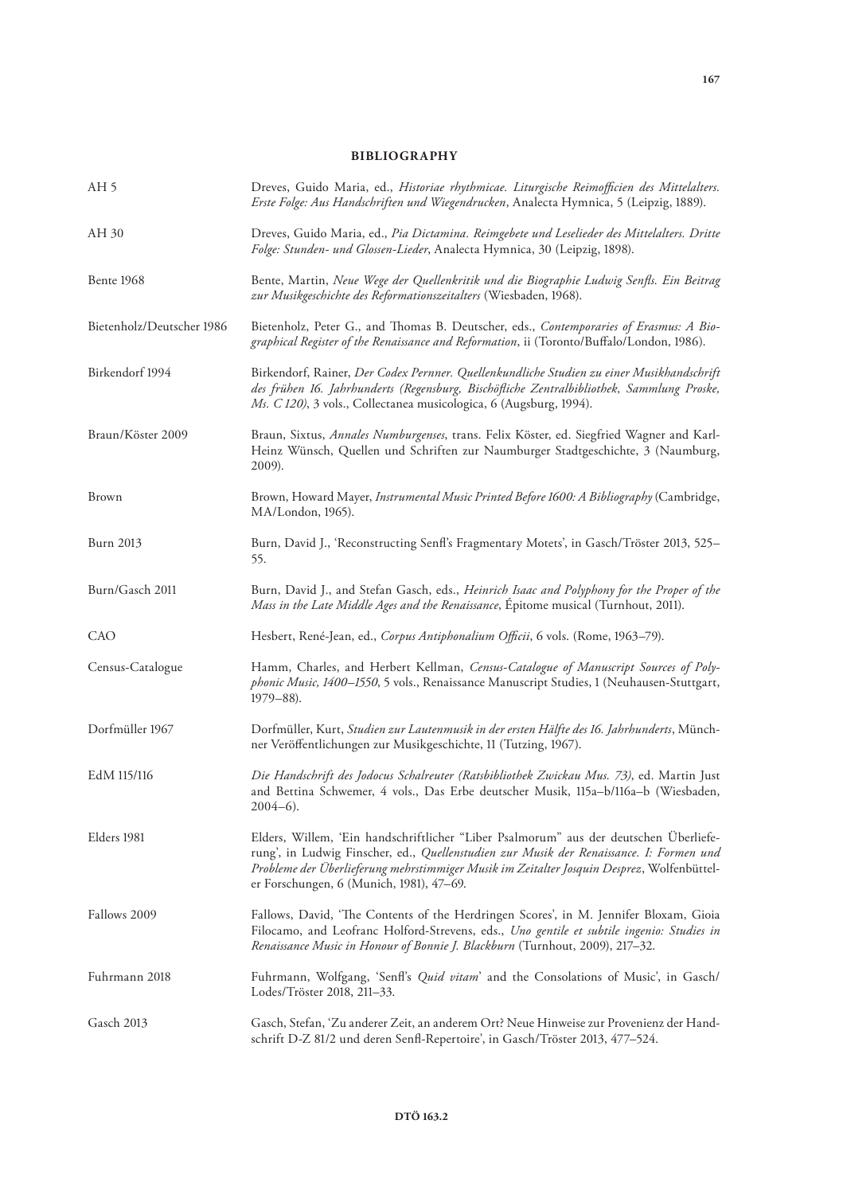**BIBLIOGRAPHY**

| | |
|---|---|
| AH 5 | Dreves, Guido Maria, ed., *Historiae rhythmicae. Liturgische Reimofficien des Mittelalters. Erste Folge: Aus Handschriften und Wiegendrucken*, Analecta Hymnica, 5 (Leipzig, 1889). |
| AH 30 | Dreves, Guido Maria, ed., *Pia Dictamina. Reimgebete und Leselieder des Mittelalters. Dritte Folge: Stunden- und Glossen-Lieder*, Analecta Hymnica, 30 (Leipzig, 1898). |
| Bente 1968 | Bente, Martin, *Neue Wege der Quellenkritik und die Biographie Ludwig Senfls. Ein Beitrag zur Musikgeschichte des Reformationszeitalters* (Wiesbaden, 1968). |
| Bietenholz/Deutscher 1986 | Bietenholz, Peter G., and Thomas B. Deutscher, eds., *Contemporaries of Erasmus: A Biographical Register of the Renaissance and Reformation*, ii (Toronto/Buffalo/London, 1986). |
| Birkendorf 1994 | Birkendorf, Rainer, *Der Codex Pernner. Quellenkundliche Studien zu einer Musikhandschrift des frühen 16. Jahrhunderts (Regensburg, Bischöfliche Zentralbibliothek, Sammlung Proske, Ms. C 120)*, 3 vols., Collectanea musicologica, 6 (Augsburg, 1994). |
| Braun/Köster 2009 | Braun, Sixtus, *Annales Numburgenses*, trans. Felix Köster, ed. Siegfried Wagner and Karl-Heinz Wünsch, Quellen und Schriften zur Naumburger Stadtgeschichte, 3 (Naumburg, 2009). |
| Brown | Brown, Howard Mayer, *Instrumental Music Printed Before 1600: A Bibliography* (Cambridge, MA/London, 1965). |
| Burn 2013 | Burn, David J., 'Reconstructing Senfl's Fragmentary Motets', in Gasch/Tröster 2013, 525–55. |
| Burn/Gasch 2011 | Burn, David J., and Stefan Gasch, eds., *Heinrich Isaac and Polyphony for the Proper of the Mass in the Late Middle Ages and the Renaissance*, Épitome musical (Turnhout, 2011). |
| CAO | Hesbert, René-Jean, ed., *Corpus Antiphonalium Officii*, 6 vols. (Rome, 1963–79). |
| Census-Catalogue | Hamm, Charles, and Herbert Kellman, *Census-Catalogue of Manuscript Sources of Polyphonic Music, 1400–1550*, 5 vols., Renaissance Manuscript Studies, 1 (Neuhausen-Stuttgart, 1979–88). |
| Dorfmüller 1967 | Dorfmüller, Kurt, *Studien zur Lautenmusik in der ersten Hälfte des 16. Jahrhunderts*, Münchner Veröffentlichungen zur Musikgeschichte, 11 (Tutzing, 1967). |
| EdM 115/116 | *Die Handschrift des Jodocus Schalreuter (Ratsbibliothek Zwickau Mus. 73)*, ed. Martin Just and Bettina Schwemer, 4 vols., Das Erbe deutscher Musik, 115a–b/116a–b (Wiesbaden, 2004–6). |
| Elders 1981 | Elders, Willem, 'Ein handschriftlicher "Liber Psalmorum" aus der deutschen Überlieferung', in Ludwig Finscher, ed., *Quellenstudien zur Musik der Renaissance. I: Formen und Probleme der Überlieferung mehrstimmiger Musik im Zeitalter Josquin Desprez*, Wolfenbütteler Forschungen, 6 (Munich, 1981), 47–69. |
| Fallows 2009 | Fallows, David, 'The Contents of the Herdringen Scores', in M. Jennifer Bloxam, Gioia Filocamo, and Leofranc Holford-Strevens, eds., *Uno gentile et subtile ingenio: Studies in Renaissance Music in Honour of Bonnie J. Blackburn* (Turnhout, 2009), 217–32. |
| Fuhrmann 2018 | Fuhrmann, Wolfgang, 'Senfl's *Quid vitam*' and the Consolations of Music', in Gasch/Lodes/Tröster 2018, 211–33. |
| Gasch 2013 | Gasch, Stefan, 'Zu anderer Zeit, an anderem Ort? Neue Hinweise zur Provenienz der Handschrift D-Z 81/2 und deren Senfl-Repertoire', in Gasch/Tröster 2013, 477–524. |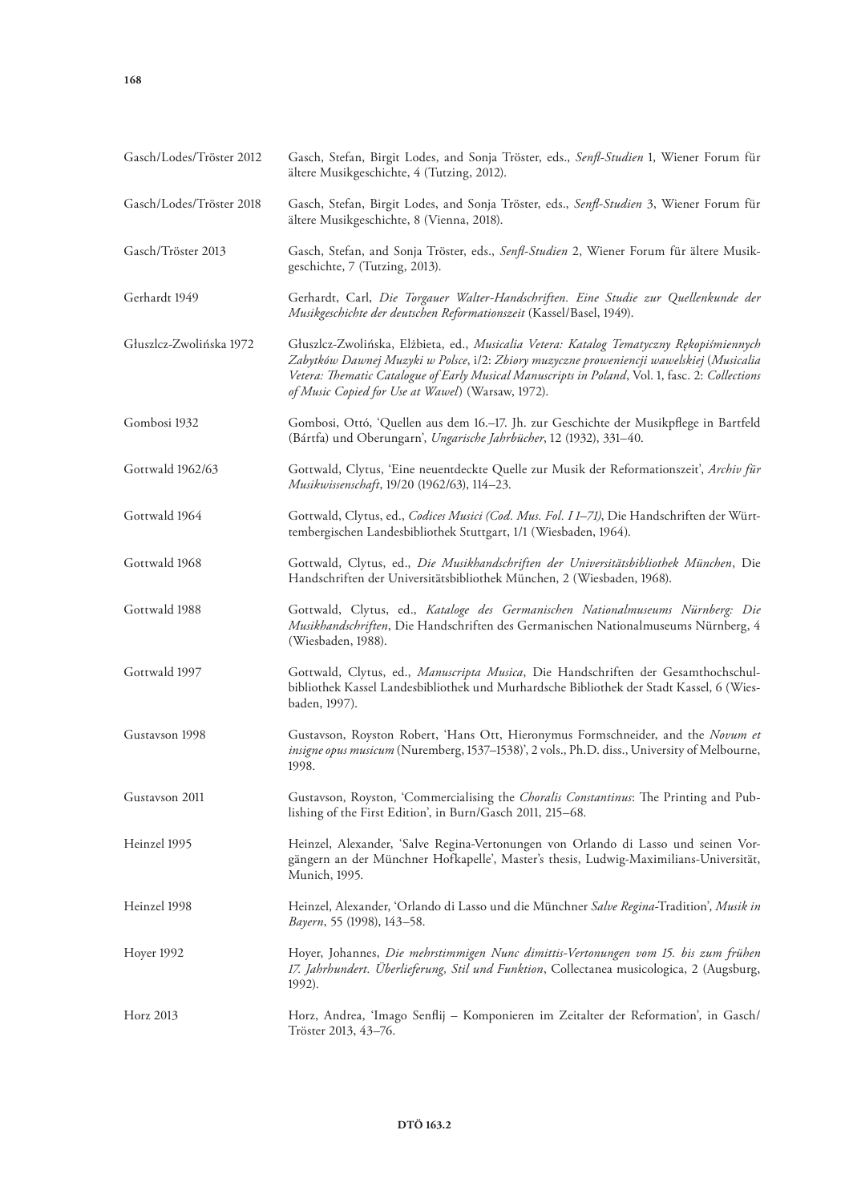| | |
|---|---|
| Gasch/Lodes/Tröster 2012 | Gasch, Stefan, Birgit Lodes, and Sonja Tröster, eds., *Senfl-Studien* 1, Wiener Forum für ältere Musikgeschichte, 4 (Tutzing, 2012). |
| Gasch/Lodes/Tröster 2018 | Gasch, Stefan, Birgit Lodes, and Sonja Tröster, eds., *Senfl-Studien* 3, Wiener Forum für ältere Musikgeschichte, 8 (Vienna, 2018). |
| Gasch/Tröster 2013 | Gasch, Stefan, and Sonja Tröster, eds., *Senfl-Studien* 2, Wiener Forum für ältere Musikgeschichte, 7 (Tutzing, 2013). |
| Gerhardt 1949 | Gerhardt, Carl, *Die Torgauer Walter-Handschriften. Eine Studie zur Quellenkunde der Musikgeschichte der deutschen Reformationszeit* (Kassel/Basel, 1949). |
| Głuszlcz-Zwolińska 1972 | Głuszlcz-Zwolińska, Elżbieta, ed., *Musicalia Vetera: Katalog Tematyczny Rękopiśmiennych Zabytków Dawnej Muzyki w Polsce*, i/2: *Zbiory muzyczne proweniencji wawelskiej* (*Musicalia Vetera: Thematic Catalogue of Early Musical Manuscripts in Poland*, Vol. 1, fasc. 2: *Collections of Music Copied for Use at Wawel*) (Warsaw, 1972). |
| Gombosi 1932 | Gombosi, Ottó, 'Quellen aus dem 16.–17. Jh. zur Geschichte der Musikpflege in Bartfeld (Bártfa) und Oberungarn', *Ungarische Jahrbücher*, 12 (1932), 331–40. |
| Gottwald 1962/63 | Gottwald, Clytus, 'Eine neuentdeckte Quelle zur Musik der Reformationszeit', *Archiv für Musikwissenschaft*, 19/20 (1962/63), 114–23. |
| Gottwald 1964 | Gottwald, Clytus, ed., *Codices Musici (Cod. Mus. Fol. I 1–71)*, Die Handschriften der Württembergischen Landesbibliothek Stuttgart, 1/1 (Wiesbaden, 1964). |
| Gottwald 1968 | Gottwald, Clytus, ed., *Die Musikhandschriften der Universitätsbibliothek München*, Die Handschriften der Universitätsbibliothek München, 2 (Wiesbaden, 1968). |
| Gottwald 1988 | Gottwald, Clytus, ed., *Kataloge des Germanischen Nationalmuseums Nürnberg: Die Musikhandschriften*, Die Handschriften des Germanischen Nationalmuseums Nürnberg, 4 (Wiesbaden, 1988). |
| Gottwald 1997 | Gottwald, Clytus, ed., *Manuscripta Musica*, Die Handschriften der Gesamthochschulbibliothek Kassel Landesbibliothek und Murhardsche Bibliothek der Stadt Kassel, 6 (Wiesbaden, 1997). |
| Gustavson 1998 | Gustavson, Royston Robert, 'Hans Ott, Hieronymus Formschneider, and the *Novum et insigne opus musicum* (Nuremberg, 1537–1538)', 2 vols., Ph.D. diss., University of Melbourne, 1998. |
| Gustavson 2011 | Gustavson, Royston, 'Commercialising the *Choralis Constantinus*: The Printing and Publishing of the First Edition', in Burn/Gasch 2011, 215–68. |
| Heinzel 1995 | Heinzel, Alexander, 'Salve Regina-Vertonungen von Orlando di Lasso und seinen Vorgängern an der Münchner Hofkapelle', Master's thesis, Ludwig-Maximilians-Universität, Munich, 1995. |
| Heinzel 1998 | Heinzel, Alexander, 'Orlando di Lasso und die Münchner *Salve Regina*-Tradition', *Musik in Bayern*, 55 (1998), 143–58. |
| Hoyer 1992 | Hoyer, Johannes, *Die mehrstimmigen Nunc dimittis-Vertonungen vom 15. bis zum frühen 17. Jahrhundert. Überlieferung, Stil und Funktion*, Collectanea musicologica, 2 (Augsburg, 1992). |
| Horz 2013 | Horz, Andrea, 'Imago Senflij – Komponieren im Zeitalter der Reformation', in Gasch/Tröster 2013, 43–76. |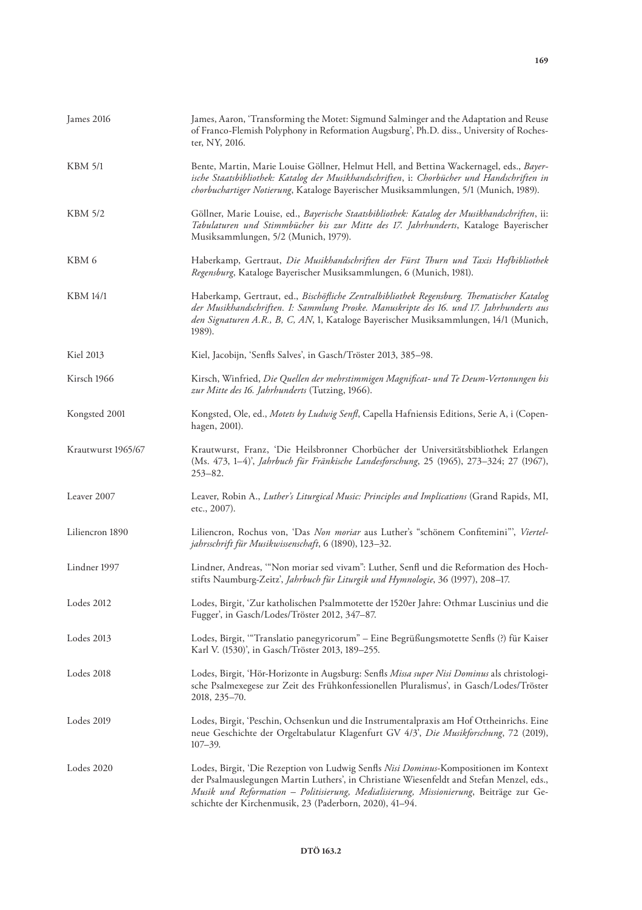| | |
|---|---|
| James 2016 | James, Aaron, 'Transforming the Motet: Sigmund Salminger and the Adaptation and Reuse of Franco-Flemish Polyphony in Reformation Augsburg', Ph.D. diss., University of Rochester, NY, 2016. |
| KBM 5/1 | Bente, Martin, Marie Louise Göllner, Helmut Hell, and Bettina Wackernagel, eds., *Bayerische Staatsbibliothek: Katalog der Musikhandschriften*, i: *Chorbücher und Handschriften in chorbuchartiger Notierung*, Kataloge Bayerischer Musiksammlungen, 5/1 (Munich, 1989). |
| KBM 5/2 | Göllner, Marie Louise, ed., *Bayerische Staatsbibliothek: Katalog der Musikhandschriften*, ii: *Tabulaturen und Stimmbücher bis zur Mitte des 17. Jahrhunderts*, Kataloge Bayerischer Musiksammlungen, 5/2 (Munich, 1979). |
| KBM 6 | Haberkamp, Gertraut, *Die Musikhandschriften der Fürst Thurn und Taxis Hofbibliothek Regensburg*, Kataloge Bayerischer Musiksammlungen, 6 (Munich, 1981). |
| KBM 14/1 | Haberkamp, Gertraut, ed., *Bischöfliche Zentralbibliothek Regensburg. Thematischer Katalog der Musikhandschriften. I: Sammlung Proske. Manuskripte des 16. und 17. Jahrhunderts aus den Signaturen A.R., B, C, AN*, 1, Kataloge Bayerischer Musiksammlungen, 14/1 (Munich, 1989). |
| Kiel 2013 | Kiel, Jacobijn, 'Senfls Salves', in Gasch/Tröster 2013, 385–98. |
| Kirsch 1966 | Kirsch, Winfried, *Die Quellen der mehrstimmigen Magnificat- und Te Deum-Vertonungen bis zur Mitte des 16. Jahrhunderts* (Tutzing, 1966). |
| Kongsted 2001 | Kongsted, Ole, ed., *Motets by Ludwig Senfl*, Capella Hafniensis Editions, Serie A, i (Copenhagen, 2001). |
| Krautwurst 1965/67 | Krautwurst, Franz, 'Die Heilsbronner Chorbücher der Universitätsbibliothek Erlangen (Ms. 473, 1–4)', *Jahrbuch für Fränkische Landesforschung*, 25 (1965), 273–324; 27 (1967), 253–82. |
| Leaver 2007 | Leaver, Robin A., *Luther's Liturgical Music: Principles and Implications* (Grand Rapids, MI, etc., 2007). |
| Liliencron 1890 | Liliencron, Rochus von, 'Das *Non moriar* aus Luther's "schönem Confitemini"', *Vierteljahrsschrift für Musikwissenschaft*, 6 (1890), 123–32. |
| Lindner 1997 | Lindner, Andreas, '"Non moriar sed vivam": Luther, Senfl und die Reformation des Hochstifts Naumburg-Zeitz', *Jahrbuch für Liturgik und Hymnologie*, 36 (1997), 208–17. |
| Lodes 2012 | Lodes, Birgit, 'Zur katholischen Psalmmotette der 1520er Jahre: Othmar Luscinius und die Fugger', in Gasch/Lodes/Tröster 2012, 347–87. |
| Lodes 2013 | Lodes, Birgit, '"Translatio panegyricorum" – Eine Begrüßungsmotette Senfls (?) für Kaiser Karl V. (1530)', in Gasch/Tröster 2013, 189–255. |
| Lodes 2018 | Lodes, Birgit, 'Hör-Horizonte in Augsburg: Senfls *Missa super Nisi Dominus* als christologische Psalmexegese zur Zeit des Frühkonfessionellen Pluralismus', in Gasch/Lodes/Tröster 2018, 235–70. |
| Lodes 2019 | Lodes, Birgit, 'Peschin, Ochsenkun und die Instrumentalpraxis am Hof Ottheinrichs. Eine neue Geschichte der Orgeltabulatur Klagenfurt GV 4/3', *Die Musikforschung*, 72 (2019), 107–39. |
| Lodes 2020 | Lodes, Birgit, 'Die Rezeption von Ludwig Senfls *Nisi Dominus*-Kompositionen im Kontext der Psalmauslegungen Martin Luthers', in Christiane Wiesenfeldt and Stefan Menzel, eds., *Musik und Reformation – Politisierung, Medialisierung, Missionierung*, Beiträge zur Geschichte der Kirchenmusik, 23 (Paderborn, 2020), 41–94. |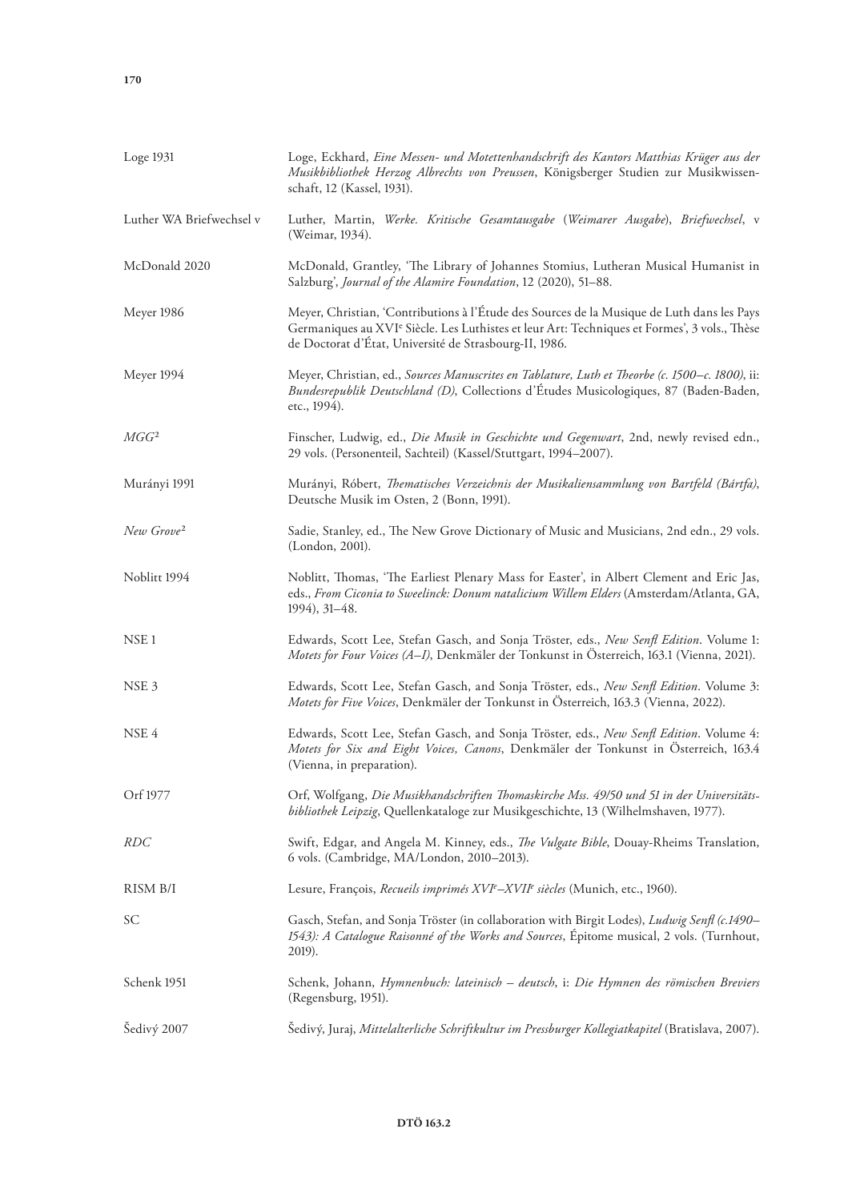| | |
|---|---|
| Loge 1931 | Loge, Eckhard, *Eine Messen- und Motettenhandschrift des Kantors Matthias Krüger aus der Musikbibliothek Herzog Albrechts von Preussen*, Königsberger Studien zur Musikwissenschaft, 12 (Kassel, 1931). |
| Luther WA Briefwechsel v | Luther, Martin, *Werke. Kritische Gesamtausgabe* (*Weimarer Ausgabe*), *Briefwechsel*, v (Weimar, 1934). |
| McDonald 2020 | McDonald, Grantley, 'The Library of Johannes Stomius, Lutheran Musical Humanist in Salzburg', *Journal of the Alamire Foundation*, 12 (2020), 51–88. |
| Meyer 1986 | Meyer, Christian, 'Contributions à l'Étude des Sources de la Musique de Luth dans les Pays Germaniques au XVI[e] Siècle. Les Luthistes et leur Art: Techniques et Formes', 3 vols., Thèse de Doctorat d'État, Université de Strasbourg-II, 1986. |
| Meyer 1994 | Meyer, Christian, ed., *Sources Manuscrites en Tablature, Luth et Theorbe (c. 1500–c. 1800)*, ii: *Bundesrepublik Deutschland (D)*, Collections d'Études Musicologiques, 87 (Baden-Baden, etc., 1994). |
| *MGG*[2] | Finscher, Ludwig, ed., *Die Musik in Geschichte und Gegenwart*, 2nd, newly revised edn., 29 vols. (Personenteil, Sachteil) (Kassel/Stuttgart, 1994–2007). |
| Murányi 1991 | Murányi, Róbert, *Thematisches Verzeichnis der Musikaliensammlung von Bartfeld (Bártfa)*, Deutsche Musik im Osten, 2 (Bonn, 1991). |
| *New Grove*[2] | Sadie, Stanley, ed., The New Grove Dictionary of Music and Musicians, 2nd edn., 29 vols. (London, 2001). |
| Noblitt 1994 | Noblitt, Thomas, 'The Earliest Plenary Mass for Easter', in Albert Clement and Eric Jas, eds., *From Ciconia to Sweelinck: Donum natalicium Willem Elders* (Amsterdam/Atlanta, GA, 1994), 31–48. |
| NSE 1 | Edwards, Scott Lee, Stefan Gasch, and Sonja Tröster, eds., *New Senfl Edition*. Volume 1: *Motets for Four Voices (A–I)*, Denkmäler der Tonkunst in Österreich, 163.1 (Vienna, 2021). |
| NSE 3 | Edwards, Scott Lee, Stefan Gasch, and Sonja Tröster, eds., *New Senfl Edition*. Volume 3: *Motets for Five Voices*, Denkmäler der Tonkunst in Österreich, 163.3 (Vienna, 2022). |
| NSE 4 | Edwards, Scott Lee, Stefan Gasch, and Sonja Tröster, eds., *New Senfl Edition*. Volume 4: *Motets for Six and Eight Voices, Canons*, Denkmäler der Tonkunst in Österreich, 163.4 (Vienna, in preparation). |
| Orf 1977 | Orf, Wolfgang, *Die Musikhandschriften Thomaskirche Mss. 49/50 und 51 in der Universitätsbibliothek Leipzig*, Quellenkataloge zur Musikgeschichte, 13 (Wilhelmshaven, 1977). |
| *RDC* | Swift, Edgar, and Angela M. Kinney, eds., *The Vulgate Bible*, Douay-Rheims Translation, 6 vols. (Cambridge, MA/London, 2010–2013). |
| RISM B/I | Lesure, François, *Recueils imprimés XVI[e]–XVII[e] siècles* (Munich, etc., 1960). |
| SC | Gasch, Stefan, and Sonja Tröster (in collaboration with Birgit Lodes), *Ludwig Senfl (c.1490–1543): A Catalogue Raisonné of the Works and Sources*, Épitome musical, 2 vols. (Turnhout, 2019). |
| Schenk 1951 | Schenk, Johann, *Hymnenbuch: lateinisch – deutsch*, i: *Die Hymnen des römischen Breviers* (Regensburg, 1951). |
| Šedivý 2007 | Šedivý, Juraj, *Mittelalterliche Schriftkultur im Pressburger Kollegiatkapitel* (Bratislava, 2007). |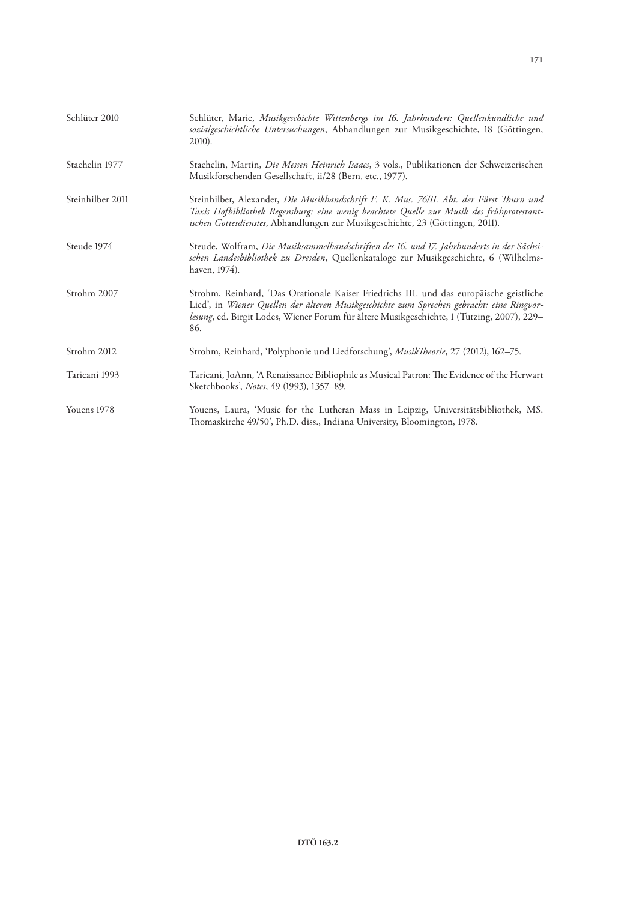| | |
|---|---|
| Schlüter 2010 | Schlüter, Marie, *Musikgeschichte Wittenbergs im 16. Jahrhundert: Quellenkundliche und sozialgeschichtliche Untersuchungen*, Abhandlungen zur Musikgeschichte, 18 (Göttingen, 2010). |
| Staehelin 1977 | Staehelin, Martin, *Die Messen Heinrich Isaacs*, 3 vols., Publikationen der Schweizerischen Musikforschenden Gesellschaft, ii/28 (Bern, etc., 1977). |
| Steinhilber 2011 | Steinhilber, Alexander, *Die Musikhandschrift F. K. Mus. 76/II. Abt. der Fürst Thurn und Taxis Hofbibliothek Regensburg: eine wenig beachtete Quelle zur Musik des frühprotestantischen Gottesdienstes*, Abhandlungen zur Musikgeschichte, 23 (Göttingen, 2011). |
| Steude 1974 | Steude, Wolfram, *Die Musiksammelhandschriften des 16. und 17. Jahrhunderts in der Sächsischen Landesbibliothek zu Dresden*, Quellenkataloge zur Musikgeschichte, 6 (Wilhelmshaven, 1974). |
| Strohm 2007 | Strohm, Reinhard, 'Das Orationale Kaiser Friedrichs III. und das europäische geistliche Lied', in *Wiener Quellen der älteren Musikgeschichte zum Sprechen gebracht: eine Ringvorlesung*, ed. Birgit Lodes, Wiener Forum für ältere Musikgeschichte, 1 (Tutzing, 2007), 229–86. |
| Strohm 2012 | Strohm, Reinhard, 'Polyphonie und Liedforschung', *MusikTheorie*, 27 (2012), 162–75. |
| Taricani 1993 | Taricani, JoAnn, 'A Renaissance Bibliophile as Musical Patron: The Evidence of the Herwart Sketchbooks', *Notes*, 49 (1993), 1357–89. |
| Youens 1978 | Youens, Laura, 'Music for the Lutheran Mass in Leipzig, Universitätsbibliothek, MS. Thomaskirche 49/50', Ph.D. diss., Indiana University, Bloomington, 1978. |